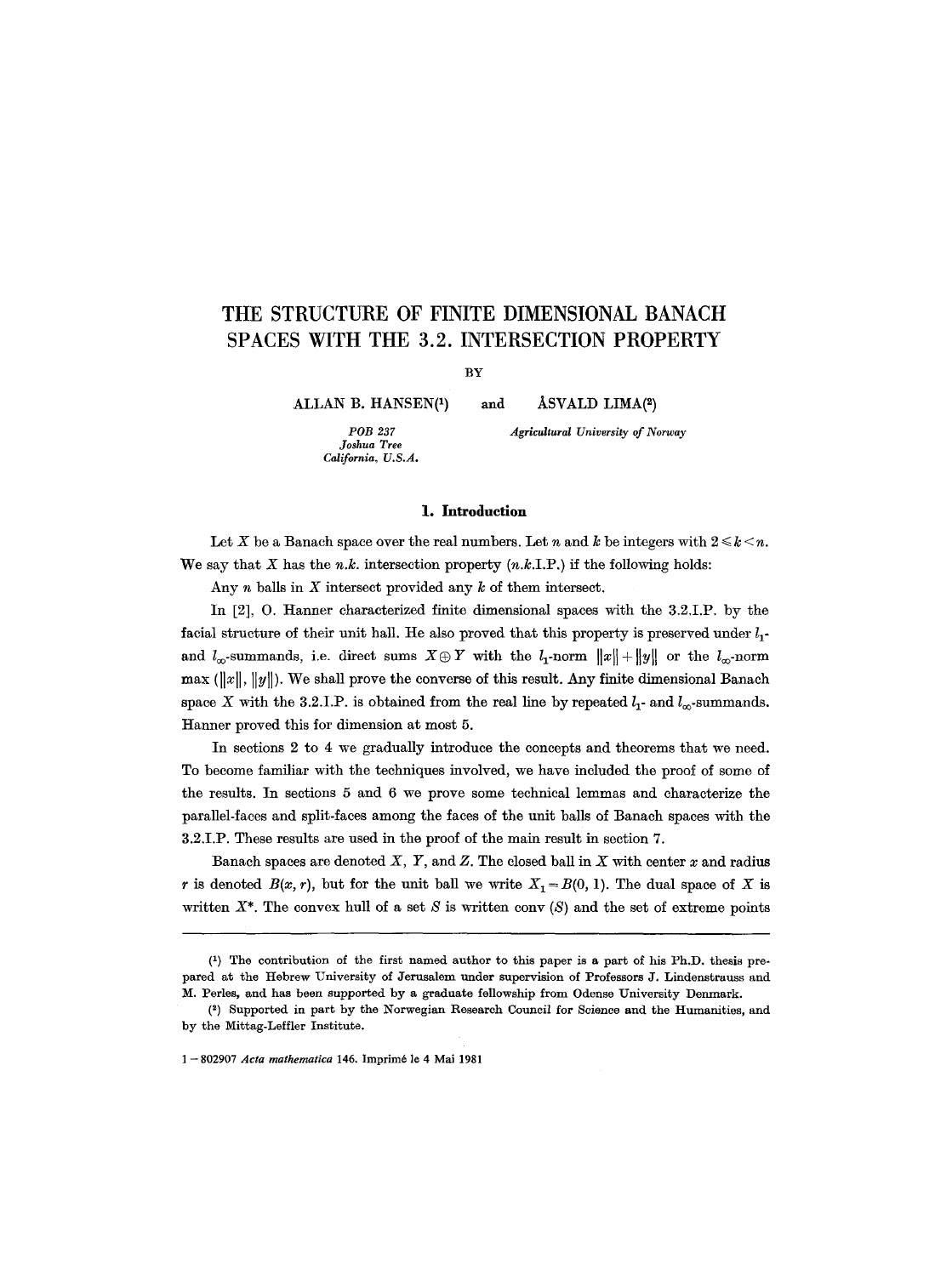# THE STRUCTURE OF FINITE DIMENSIONAL BANACH SPACES WITH THE 3.2. INTERSECTION PROPERTY

BY

ALLAN B. HANSEN[1] and ÅSVALD LIMA[2]

*POB 237*
*Joshua Tree*
*California, U.S.A.*

*Agricultural University of Norway*

## 1. Introduction

Let $X$ be a Banach space over the real numbers. Let $n$ and $k$ be integers with $2 \leq k < n$. We say that $X$ has the *n.k.* intersection property (*n.k.*I.P.) if the following holds:

Any $n$ balls in $X$ intersect provided any $k$ of them intersect.

In [2], O. Hanner characterized finite dimensional spaces with the 3.2.I.P. by the facial structure of their unit ball. He also proved that this property is preserved under $l_1$- and $l_\infty$-summands, i.e. direct sums $X \oplus Y$ with the $l_1$-norm $\|x\| + \|y\|$ or the $l_\infty$-norm $\max(\|x\|, \|y\|)$. We shall prove the converse of this result. Any finite dimensional Banach space $X$ with the 3.2.I.P. is obtained from the real line by repeated $l_1$- and $l_\infty$-summands. Hanner proved this for dimension at most 5.

In sections 2 to 4 we gradually introduce the concepts and theorems that we need. To become familiar with the techniques involved, we have included the proof of some of the results. In sections 5 and 6 we prove some technical lemmas and characterize the parallel-faces and split-faces among the faces of the unit balls of Banach spaces with the 3.2.I.P. These results are used in the proof of the main result in section 7.

Banach spaces are denoted $X$, $Y$, and $Z$. The closed ball in $X$ with center $x$ and radius $r$ is denoted $B(x, r)$, but for the unit ball we write $X_1 = B(0, 1)$. The dual space of $X$ is written $X^*$. The convex hull of a set $S$ is written conv $(S)$ and the set of extreme points

---

[1] The contribution of the first named author to this paper is a part of his Ph.D. thesis prepared at the Hebrew University of Jerusalem under supervision of Professors J. Lindenstrauss and M. Perles, and has been supported by a graduate fellowship from Odense University Denmark.

[2] Supported in part by the Norwegian Research Council for Science and the Humanities, and by the Mittag-Leffler Institute.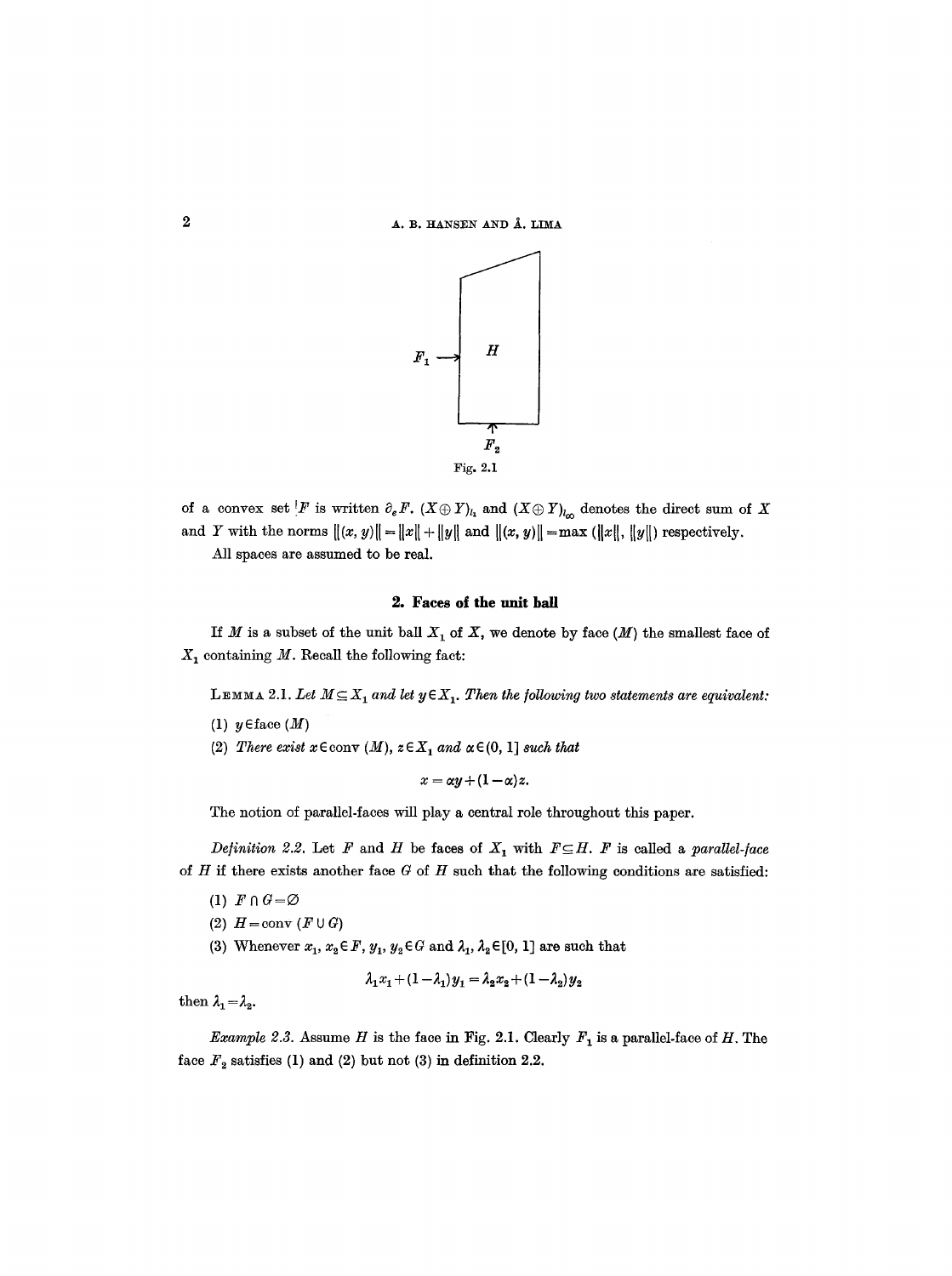Fig. 2.1

of a convex set $F$ is written $\partial_e F$. $(X \oplus Y)_{l_1}$ and $(X \oplus Y)_{l_\infty}$ denotes the direct sum of $X$ and $Y$ with the norms $\|(x, y)\| = \|x\| + \|y\|$ and $\|(x, y)\| = \max(\|x\|, \|y\|)$ respectively.

All spaces are assumed to be real.

## 2. Faces of the unit ball

If $M$ is a subset of the unit ball $X_1$ of $X$, we denote by face $(M)$ the smallest face of $X_1$ containing $M$. Recall the following fact:

LEMMA 2.1. *Let $M \subseteq X_1$ and let $y \in X_1$. Then the following two statements are equivalent:*

(1) $y \in \text{face}(M)$

(2) *There exist $x \in \text{conv}(M)$, $z \in X_1$ and $\alpha \in (0, 1]$ such that*

$$x = \alpha y + (1 - \alpha) z.$$

The notion of parallel-faces will play a central role throughout this paper.

*Definition 2.2.* Let $F$ and $H$ be faces of $X_1$ with $F \subseteq H$. $F$ is called a *parallel-face* of $H$ if there exists another face $G$ of $H$ such that the following conditions are satisfied:

(1) $F \cap G = \emptyset$

(2) $H = \text{conv}(F \cup G)$

(3) Whenever $x_1, x_2 \in F$, $y_1, y_2 \in G$ and $\lambda_1, \lambda_2 \in [0, 1]$ are such that

$$\lambda_1 x_1 + (1 - \lambda_1) y_1 = \lambda_2 x_2 + (1 - \lambda_2) y_2$$

then $\lambda_1 = \lambda_2$.

*Example 2.3.* Assume $H$ is the face in Fig. 2.1. Clearly $F_1$ is a parallel-face of $H$. The face $F_2$ satisfies (1) and (2) but not (3) in definition 2.2.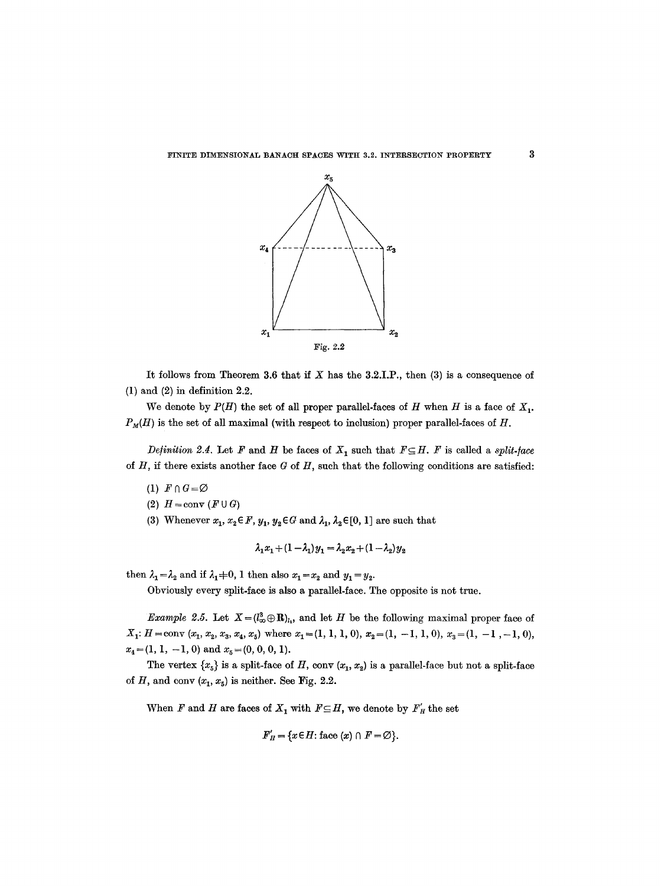Fig. 2.2

It follows from Theorem 3.6 that if $X$ has the 3.2.I.P., then (3) is a consequence of (1) and (2) in definition 2.2.

We denote by $P(H)$ the set of all proper parallel-faces of $H$ when $H$ is a face of $X_1$. $P_M(H)$ is the set of all maximal (with respect to inclusion) proper parallel-faces of $H$.

*Definition 2.4.* Let $F$ and $H$ be faces of $X_1$ such that $F \subseteq H$. $F$ is called a *split-face* of $H$, if there exists another face $G$ of $H$, such that the following conditions are satisfied:

(1) $F \cap G = \emptyset$

(2) $H = \operatorname{conv}(F \cup G)$

(3) Whenever $x_1, x_2 \in F$, $y_1, y_2 \in G$ and $\lambda_1, \lambda_2 \in [0, 1]$ are such that

$$\lambda_1 x_1 + (1-\lambda_1) y_1 = \lambda_2 x_2 + (1-\lambda_2) y_2$$

then $\lambda_1 = \lambda_2$ and if $\lambda_1 \neq 0, 1$ then also $x_1 = x_2$ and $y_1 = y_2$.

Obviously every split-face is also a parallel-face. The opposite is not true.

*Example 2.5.* Let $X = (l^3_\infty \oplus \mathbf{R})_{l_1}$, and let $H$ be the following maximal proper face of $X_1$: $H = \operatorname{conv}(x_1, x_2, x_3, x_4, x_5)$ where $x_1 = (1, 1, 1, 0)$, $x_2 = (1, -1, 1, 0)$, $x_3 = (1, -1, -1, 0)$, $x_4 = (1, 1, -1, 0)$ and $x_5 = (0, 0, 0, 1)$.

The vertex $\{x_5\}$ is a split-face of $H$, $\operatorname{conv}(x_1, x_2)$ is a parallel-face but not a split-face of $H$, and $\operatorname{conv}(x_1, x_5)$ is neither. See Fig. 2.2.

When $F$ and $H$ are faces of $X_1$ with $F \subseteq H$, we denote by $F'_H$ the set

$$F'_H = \{x \in H : \operatorname{face}(x) \cap F = \emptyset\}.$$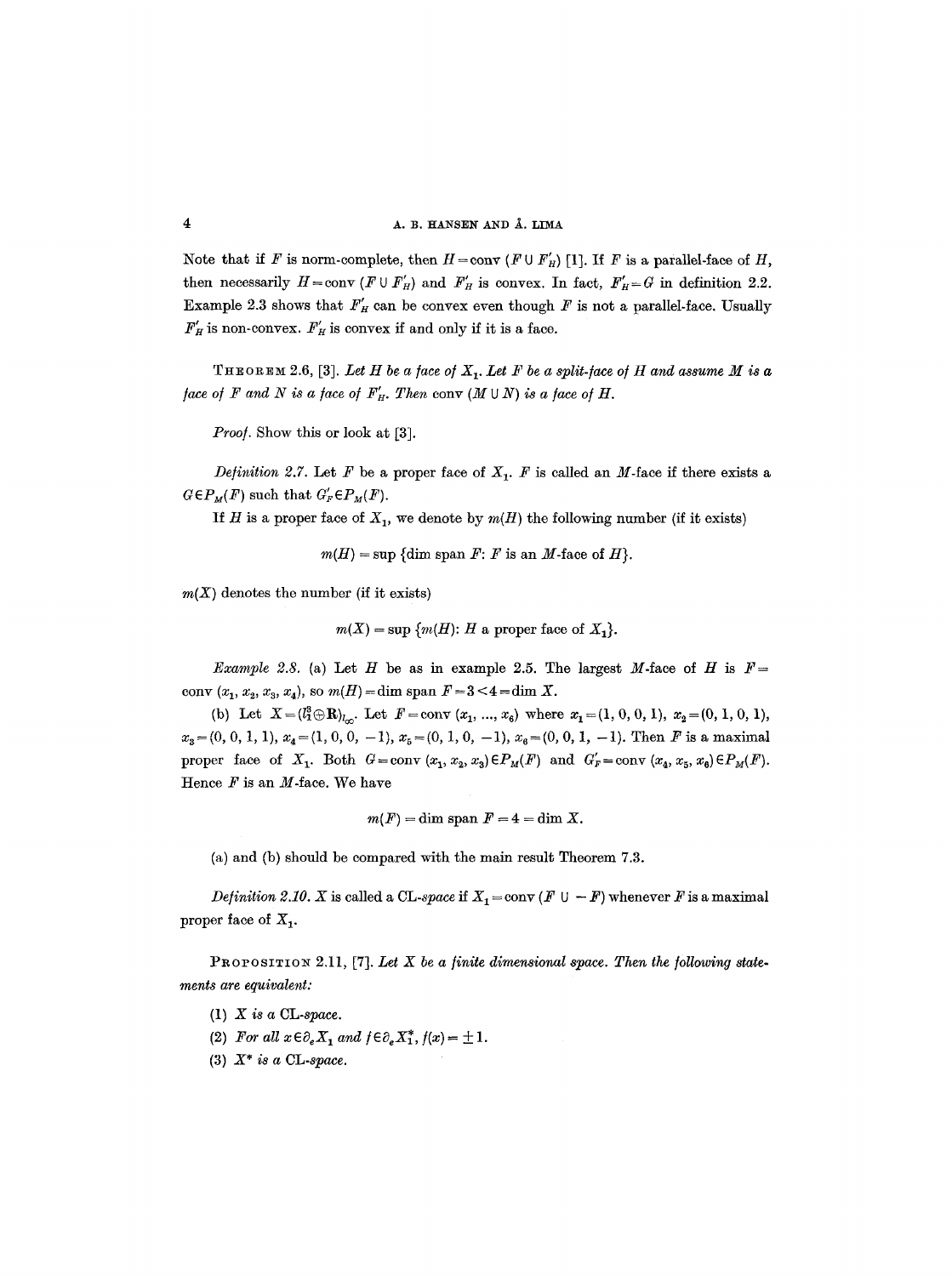Note that if $F$ is norm-complete, then $H = \operatorname{conv}(F \cup F'_H)$ [1]. If $F$ is a parallel-face of $H$, then necessarily $H = \operatorname{conv}(F \cup F'_H)$ and $F'_H$ is convex. In fact, $F'_H = G$ in definition 2.2. Example 2.3 shows that $F'_H$ can be convex even though $F$ is not a parallel-face. Usually $F'_H$ is non-convex. $F'_H$ is convex if and only if it is a face.

THEOREM 2.6, [3]. *Let $H$ be a face of $X_1$. Let $F$ be a split-face of $H$ and assume $M$ is a face of $F$ and $N$ is a face of $F'_H$. Then $\operatorname{conv}(M \cup N)$ is a face of $H$.*

*Proof.* Show this or look at [3].

*Definition 2.7.* Let $F$ be a proper face of $X_1$. $F$ is called an $M$-face if there exists a $G \in P_M(F)$ such that $G'_F \in P_M(F)$.

If $H$ is a proper face of $X_1$, we denote by $m(H)$ the following number (if it exists)

$$m(H) = \sup \{\dim \operatorname{span} F : F \text{ is an } M\text{-face of } H\}.$$

$m(X)$ denotes the number (if it exists)

$$m(X) = \sup \{m(H) : H \text{ a proper face of } X_1\}.$$

*Example 2.8.* (a) Let $H$ be as in example 2.5. The largest $M$-face of $H$ is $F = \operatorname{conv}(x_1, x_2, x_3, x_4)$, so $m(H) = \dim \operatorname{span} F = 3 < 4 = \dim X$.

(b) Let $X = (l_1^3 \oplus \mathbf{R})_{l_\infty}$. Let $F = \operatorname{conv}(x_1, \ldots, x_6)$ where $x_1 = (1, 0, 0, 1)$, $x_2 = (0, 1, 0, 1)$, $x_3 = (0, 0, 1, 1)$, $x_4 = (1, 0, 0, -1)$, $x_5 = (0, 1, 0, -1)$, $x_6 = (0, 0, 1, -1)$. Then $F$ is a maximal proper face of $X_1$. Both $G = \operatorname{conv}(x_1, x_2, x_3) \in P_M(F)$ and $G'_F = \operatorname{conv}(x_4, x_5, x_6) \in P_M(F)$. Hence $F$ is an $M$-face. We have

$$m(F) = \dim \operatorname{span} F = 4 = \dim X.$$

(a) and (b) should be compared with the main result Theorem 7.3.

*Definition 2.10.* $X$ is called a CL-*space* if $X_1 = \operatorname{conv}(F \cup -F)$ whenever $F$ is a maximal proper face of $X_1$.

PROPOSITION 2.11, [7]. *Let $X$ be a finite dimensional space. Then the following statements are equivalent:*

(1) *$X$ is a* CL-*space.*

(2) *For all $x \in \partial_e X_1$ and $f \in \partial_e X_1^*$, $f(x) = \pm 1$.*

(3) *$X^*$ is a* CL-*space.*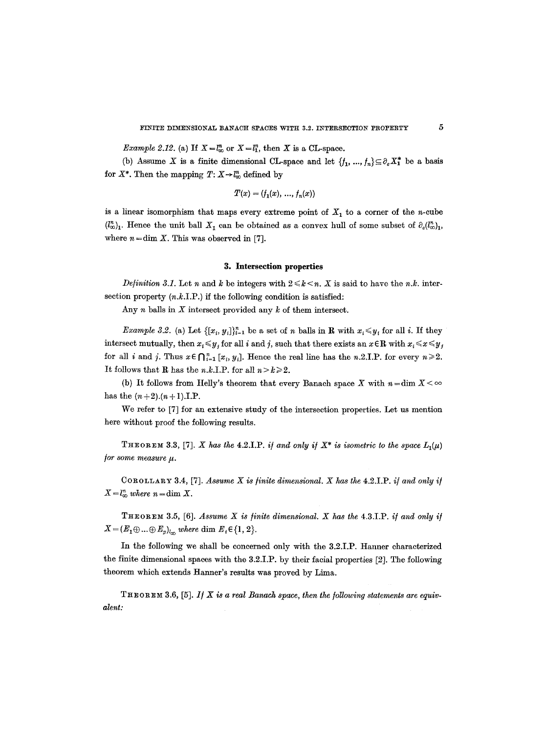*Example 2.12.* (a) If $X = l_\infty^n$ or $X = l_1^n$, then $X$ is a CL-space.

(b) Assume $X$ is a finite dimensional CL-space and let $\{f_1, ..., f_n\} \subseteq \partial_e X_1^*$ be a basis for $X^*$. Then the mapping $T: X \to l_\infty^n$ defined by

$$T(x) = (f_1(x), ..., f_n(x))$$

is a linear isomorphism that maps every extreme point of $X_1$ to a corner of the $n$-cube $(l_\infty^n)_1$. Hence the unit ball $X_1$ can be obtained as a convex hull of some subset of $\partial_e (l_\infty^n)_1$, where $n = \dim X$. This was observed in [7].

## 3. Intersection properties

*Definition 3.1.* Let $n$ and $k$ be integers with $2 \leq k < n$. $X$ is said to have the *n.k.* intersection property (*n.k.*I.P.) if the following condition is satisfied:

Any $n$ balls in $X$ intersect provided any $k$ of them intersect.

*Example 3.2.* (a) Let $\{[x_i, y_i]\}_{i=1}^n$ be a set of $n$ balls in $\mathbf{R}$ with $x_i \leq y_i$ for all $i$. If they intersect mutually, then $x_i \leq y_j$ for all $i$ and $j$, such that there exists an $x \in \mathbf{R}$ with $x_i \leq x \leq y_j$ for all $i$ and $j$. Thus $x \in \bigcap_{i=1}^n [x_i, y_i]$. Hence the real line has the *n*.2.I.P. for every $n \geq 2$. It follows that $\mathbf{R}$ has the *n.k.*I.P. for all $n > k \geq 2$.

(b) It follows from Helly's theorem that every Banach space $X$ with $n = \dim X < \infty$ has the $(n+2).(n+1)$.I.P.

We refer to [7] for an extensive study of the intersection properties. Let us mention here without proof the following results.

**Theorem 3.3**, [7]. *$X$ has the 4.2.I.P. if and only if $X^*$ is isometric to the space $L_1(\mu)$ for some measure $\mu$.*

**Corollary 3.4**, [7]. *Assume $X$ is finite dimensional. $X$ has the 4.2.I.P. if and only if $X = l_\infty^n$ where $n = \dim X$.*

**Theorem 3.5**, [6]. *Assume $X$ is finite dimensional. $X$ has the 4.3.I.P. if and only if $X = (E_1 \oplus ... \oplus E_p)_{l_\infty}$ where $\dim E_i \in \{1, 2\}$.*

In the following we shall be concerned only with the 3.2.I.P. Hanner characterized the finite dimensional spaces with the 3.2.I.P. by their facial properties [2]. The following theorem which extends Hanner's results was proved by Lima.

**Theorem 3.6**, [5]. *If $X$ is a real Banach space, then the following statements are equivalent:*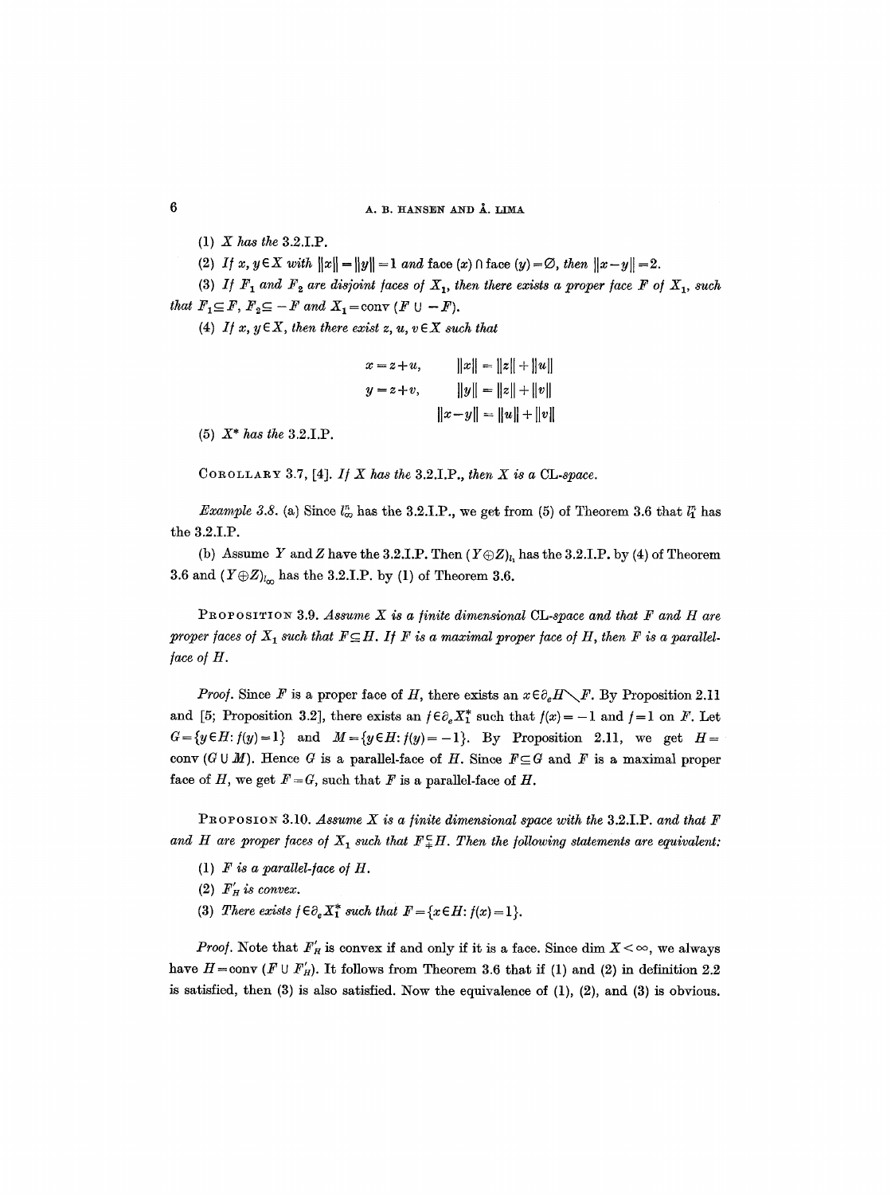(1) *X has the* 3.2.I.P.

(2) *If* $x, y \in X$ *with* $\|x\| = \|y\| = 1$ *and* face $(x) \cap$ face $(y) = \emptyset$, *then* $\|x - y\| = 2$.

(3) *If* $F_1$ *and* $F_2$ *are disjoint faces of* $X_1$, *then there exists a proper face* $F$ *of* $X_1$, *such that* $F_1 \subseteq F$, $F_2 \subseteq -F$ *and* $X_1 = \text{conv}(F \cup -F)$.

(4) *If* $x, y \in X$, *then there exist* $z, u, v \in X$ *such that*

$$
\begin{aligned}
x &= z + u, \qquad & \|x\| &= \|z\| + \|u\| \\
y &= z + v, \qquad & \|y\| &= \|z\| + \|v\| \\
& & \|x - y\| &= \|u\| + \|v\|
\end{aligned}
$$

(5) $X^*$ *has the* 3.2.I.P.

COROLLARY 3.7, [4]. *If X has the* 3.2.I.P., *then X is a* CL-*space*.

*Example 3.8.* (a) Since $l_\infty^n$ has the 3.2.I.P., we get from (5) of Theorem 3.6 that $l_1^n$ has the 3.2.I.P.

(b) Assume $Y$ and $Z$ have the 3.2.I.P. Then $(Y \oplus Z)_{l_1}$ has the 3.2.I.P. by (4) of Theorem 3.6 and $(Y \oplus Z)_{l_\infty}$ has the 3.2.I.P. by (1) of Theorem 3.6.

PROPOSITION 3.9. *Assume X is a finite dimensional* CL-*space and that F and H are proper faces of* $X_1$ *such that* $F \subseteq H$. *If F is a maximal proper face of H, then F is a parallel-face of H.*

*Proof.* Since $F$ is a proper face of $H$, there exists an $x \in \partial_e H \setminus F$. By Proposition 2.11 and [5; Proposition 3.2], there exists an $f \in \partial_e X_1^*$ such that $f(x) = -1$ and $f = 1$ on $F$. Let $G = \{y \in H : f(y) = 1\}$ and $M = \{y \in H : f(y) = -1\}$. By Proposition 2.11, we get $H = \text{conv}(G \cup M)$. Hence $G$ is a parallel-face of $H$. Since $F \subseteq G$ and $F$ is a maximal proper face of $H$, we get $F = G$, such that $F$ is a parallel-face of $H$.

PROPOSION 3.10. *Assume X is a finite dimensional space with the* 3.2.I.P. *and that F and H are proper faces of* $X_1$ *such that* $F \subsetneqq H$. *Then the following statements are equivalent:*

(1) *F is a parallel-face of H.*

(2) $F'_H$ *is convex.*

(3) *There exists* $f \in \partial_e X_1^*$ *such that* $F = \{x \in H : f(x) = 1\}$.

*Proof.* Note that $F'_H$ is convex if and only if it is a face. Since $\dim X < \infty$, we always have $H = \text{conv}(F \cup F'_H)$. It follows from Theorem 3.6 that if (1) and (2) in definition 2.2 is satisfied, then (3) is also satisfied. Now the equivalence of (1), (2), and (3) is obvious.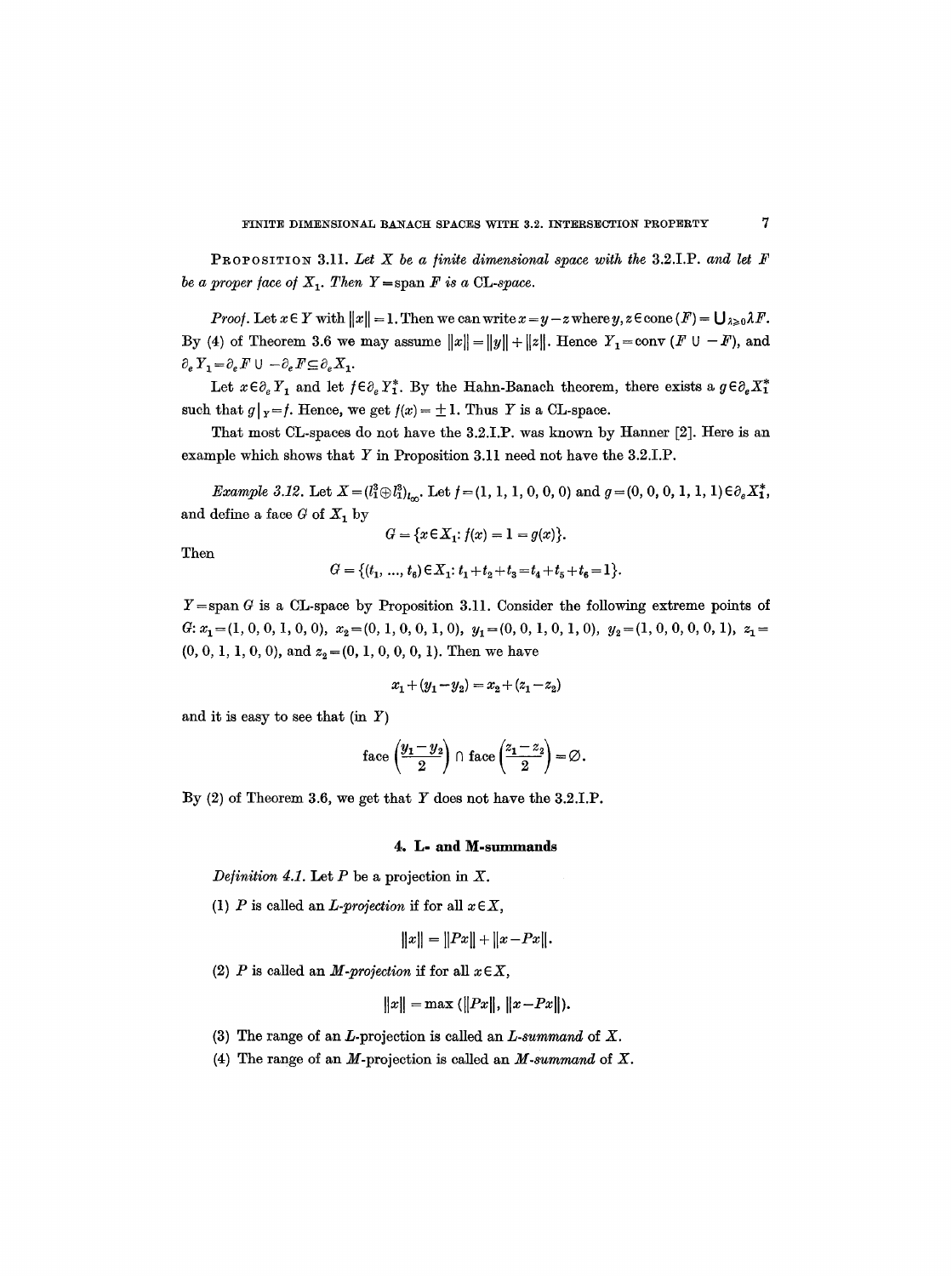**Proposition 3.11.** *Let $X$ be a finite dimensional space with the* 3.2.I.P. *and let $F$ be a proper face of $X_1$. Then $Y = \operatorname{span} F$ is a* CL*-space.*

*Proof.* Let $x \in Y$ with $\|x\| = 1$. Then we can write $x = y - z$ where $y, z \in \operatorname{cone}(F) = \bigcup_{\lambda \geq 0} \lambda F$. By (4) of Theorem 3.6 we may assume $\|x\| = \|y\| + \|z\|$. Hence $Y_1 = \operatorname{conv}(F \cup -F)$, and $\partial_e Y_1 = \partial_e F \cup -\partial_e F \subseteq \partial_e X_1$.

Let $x \in \partial_e Y_1$ and let $f \in \partial_e Y_1^*$. By the Hahn-Banach theorem, there exists a $g \in \partial_e X_1^*$ such that $g|_Y = f$. Hence, we get $f(x) = \pm 1$. Thus $Y$ is a CL-space.

That most CL-spaces do not have the 3.2.I.P. was known by Hanner [2]. Here is an example which shows that $Y$ in Proposition 3.11 need not have the 3.2.I.P.

*Example 3.12.* Let $X = (l_1^3 \oplus l_1^3)_{l_\infty}$. Let $f = (1, 1, 1, 0, 0, 0)$ and $g = (0, 0, 0, 1, 1, 1) \in \partial_e X_1^*$, and define a face $G$ of $X_1$ by

$$G = \{x \in X_1 : f(x) = 1 = g(x)\}.$$

Then

$$G = \{(t_1, \ldots, t_6) \in X_1 : t_1 + t_2 + t_3 = t_4 + t_5 + t_6 = 1\}.$$

$Y = \operatorname{span} G$ is a CL-space by Proposition 3.11. Consider the following extreme points of $G$: $x_1 = (1, 0, 0, 1, 0, 0)$, $x_2 = (0, 1, 0, 0, 1, 0)$, $y_1 = (0, 0, 1, 0, 1, 0)$, $y_2 = (1, 0, 0, 0, 0, 1)$, $z_1 = (0, 0, 1, 1, 0, 0)$, and $z_2 = (0, 1, 0, 0, 0, 1)$. Then we have

$$x_1 + (y_1 - y_2) = x_2 + (z_1 - z_2)$$

and it is easy to see that (in $Y$)

$$\operatorname{face}\left(\frac{y_1 - y_2}{2}\right) \cap \operatorname{face}\left(\frac{z_1 - z_2}{2}\right) = \emptyset.$$

By (2) of Theorem 3.6, we get that $Y$ does not have the 3.2.I.P.

## 4. L- and M-summands

*Definition 4.1.* Let $P$ be a projection in $X$.

(1) $P$ is called an *L-projection* if for all $x \in X$,

$$\|x\| = \|Px\| + \|x - Px\|.$$

(2) $P$ is called an *M-projection* if for all $x \in X$,

$$\|x\| = \max(\|Px\|, \|x - Px\|).$$

(3) The range of an $L$-projection is called an *L-summand* of $X$.

(4) The range of an $M$-projection is called an *M-summand* of $X$.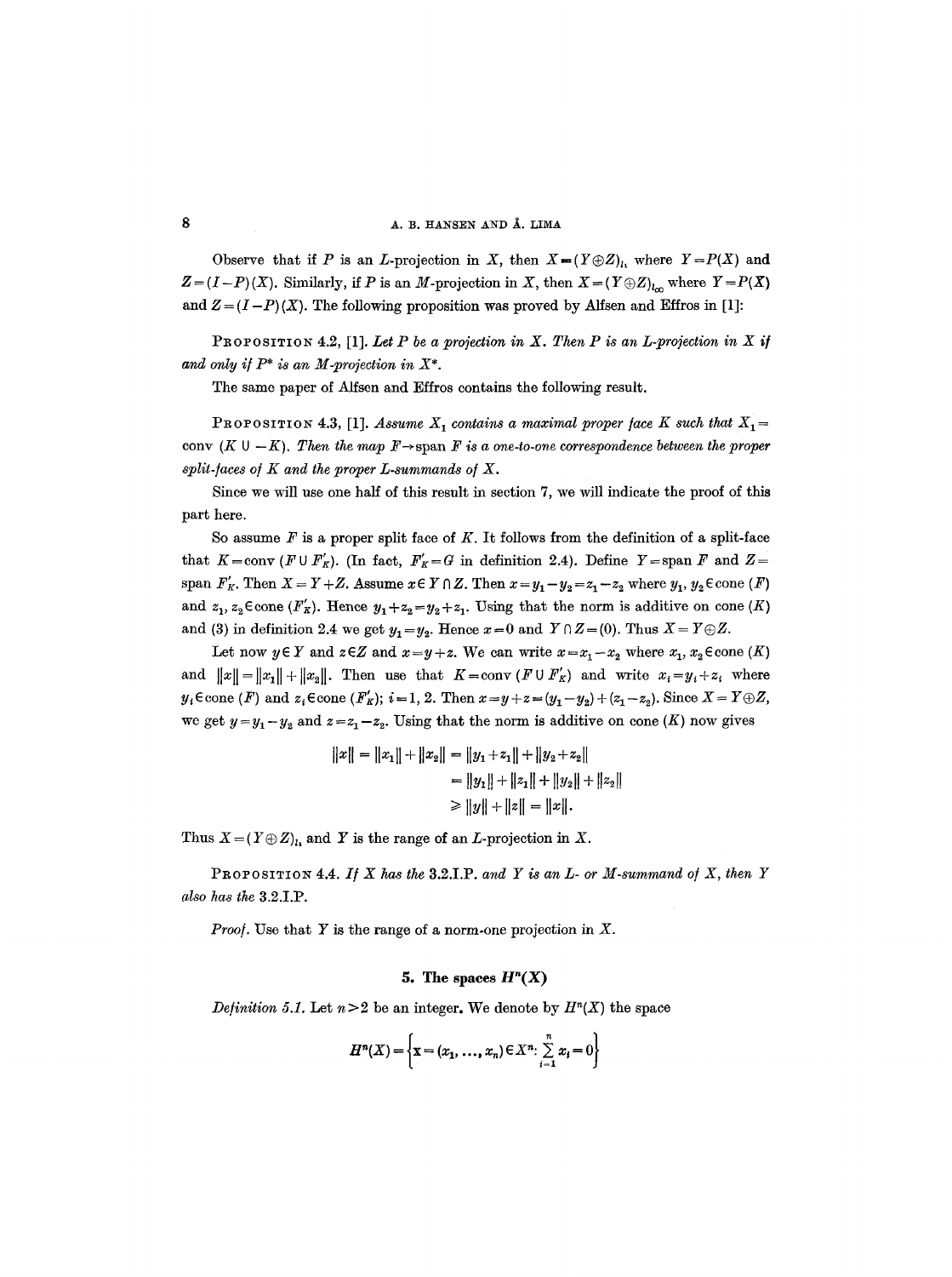Observe that if $P$ is an $L$-projection in $X$, then $X=(Y\oplus Z)_{l_1}$ where $Y=P(X)$ and $Z=(I-P)(X)$. Similarly, if $P$ is an $M$-projection in $X$, then $X=(Y\oplus Z)_{l_\infty}$ where $Y=P(X)$ and $Z=(I-P)(X)$. The following proposition was proved by Alfsen and Effros in [1]:

PROPOSITION 4.2, [1]. *Let $P$ be a projection in $X$. Then $P$ is an $L$-projection in $X$ if and only if $P^*$ is an $M$-projection in $X^*$.*

The same paper of Alfsen and Effros contains the following result.

PROPOSITION 4.3, [1]. *Assume $X_1$ contains a maximal proper face $K$ such that $X_1=\operatorname{conv}(K\cup -K)$. Then the map $F\to\operatorname{span} F$ is a one-to-one correspondence between the proper split-faces of $K$ and the proper $L$-summands of $X$.*

Since we will use one half of this result in section 7, we will indicate the proof of this part here.

So assume $F$ is a proper split face of $K$. It follows from the definition of a split-face that $K=\operatorname{conv}(F\cup F'_K)$. (In fact, $F'_K=G$ in definition 2.4). Define $Y=\operatorname{span} F$ and $Z=\operatorname{span} F'_K$. Then $X=Y+Z$. Assume $x\in Y\cap Z$. Then $x=y_1-y_2=z_1-z_2$ where $y_1, y_2\in\operatorname{cone}(F)$ and $z_1, z_2\in\operatorname{cone}(F'_K)$. Hence $y_1+z_2=y_2+z_1$. Using that the norm is additive on cone $(K)$ and (3) in definition 2.4 we get $y_1=y_2$. Hence $x=0$ and $Y\cap Z=(0)$. Thus $X=Y\oplus Z$.

Let now $y\in Y$ and $z\in Z$ and $x=y+z$. We can write $x=x_1-x_2$ where $x_1, x_2\in\operatorname{cone}(K)$ and $\|x\|=\|x_1\|+\|x_2\|$. Then use that $K=\operatorname{conv}(F\cup F'_K)$ and write $x_i=y_i+z_i$ where $y_i\in\operatorname{cone}(F)$ and $z_i\in\operatorname{cone}(F'_K)$; $i=1, 2$. Then $x=y+z=(y_1-y_2)+(z_1-z_2)$. Since $X=Y\oplus Z$, we get $y=y_1-y_2$ and $z=z_1-z_2$. Using that the norm is additive on cone $(K)$ now gives

$$\begin{aligned}\|x\| &= \|x_1\|+\|x_2\| = \|y_1+z_1\|+\|y_2+z_2\| \\ &= \|y_1\|+\|z_1\|+\|y_2\|+\|z_2\| \\ &\geqslant \|y\|+\|z\| = \|x\|.\end{aligned}$$

Thus $X=(Y\oplus Z)_{l_1}$ and $Y$ is the range of an $L$-projection in $X$.

PROPOSITION 4.4. *If $X$ has the* 3.2.I.P. *and $Y$ is an $L$- or $M$-summand of $X$, then $Y$ also has the* 3.2.I.P.

*Proof.* Use that $Y$ is the range of a norm-one projection in $X$.

## 5. The spaces $H^n(X)$

*Definition 5.1.* Let $n>2$ be an integer. We denote by $H^n(X)$ the space

$$H^n(X)=\left\{\mathbf{x}=(x_1, \ldots, x_n)\in X^n: \sum_{i=1}^{n} x_i=0\right\}$$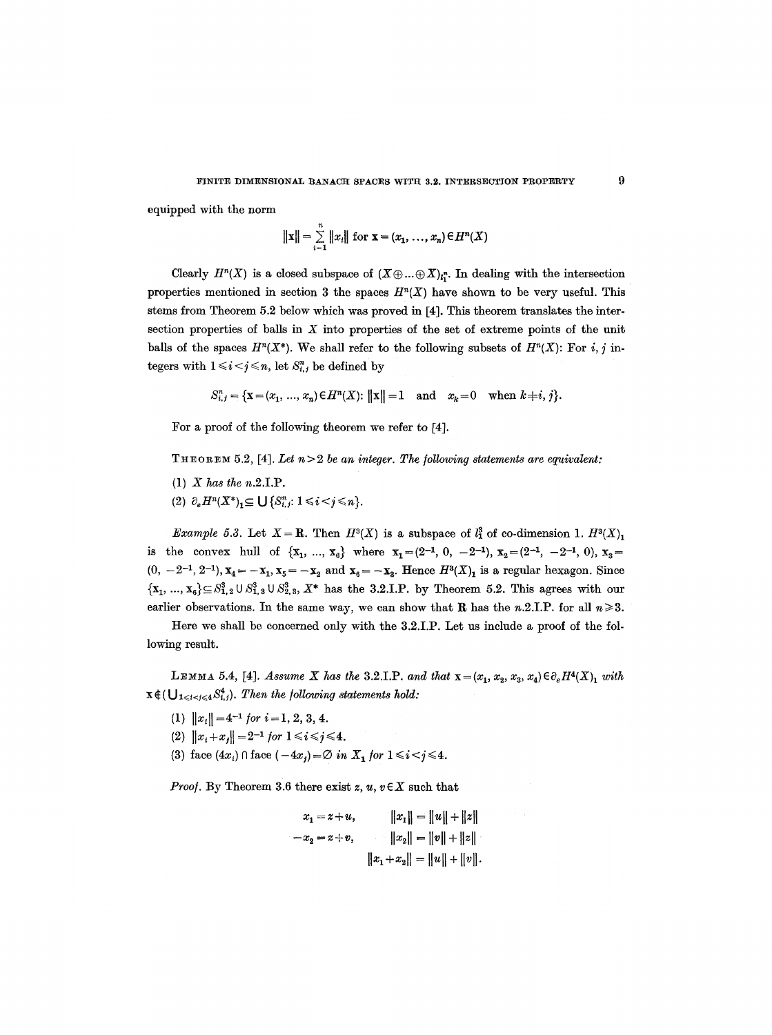equipped with the norm

$$\|\mathbf{x}\| = \sum_{i=1}^{n} \|x_i\| \text{ for } \mathbf{x} = (x_1, \ldots, x_n) \in H^n(X)$$

Clearly $H^n(X)$ is a closed subspace of $(X \oplus \ldots \oplus X)_{l_1^n}$. In dealing with the intersection properties mentioned in section 3 the spaces $H^n(X)$ have shown to be very useful. This stems from Theorem 5.2 below which was proved in [4]. This theorem translates the intersection properties of balls in $X$ into properties of the set of extreme points of the unit balls of the spaces $H^n(X^*)$. We shall refer to the following subsets of $H^n(X)$: For $i, j$ integers with $1 \leq i < j \leq n$, let $S_{i,j}^n$ be defined by

$$S_{i,j}^n = \{\mathbf{x} = (x_1, \ldots, x_n) \in H^n(X) \colon \|\mathbf{x}\| = 1 \quad \text{and} \quad x_k = 0 \quad \text{when } k \neq i, j\}.$$

For a proof of the following theorem we refer to [4].

**Theorem** 5.2, [4]. *Let $n > 2$ be an integer. The following statements are equivalent:*

(1) *$X$ has the $n$.2.I.P.*

(2) $\partial_e H^n(X^*)_1 \subseteq \bigcup \{S_{i,j}^n \colon 1 \leq i < j \leq n\}$.

*Example* 5.3. Let $X = \mathbf{R}$. Then $H^3(X)$ is a subspace of $l_1^3$ of co-dimension 1. $H^3(X)_1$ is the convex hull of $\{\mathbf{x}_1, \ldots, \mathbf{x}_6\}$ where $\mathbf{x}_1 = (2^{-1}, 0, -2^{-1})$, $\mathbf{x}_2 = (2^{-1}, -2^{-1}, 0)$, $\mathbf{x}_3 = (0, -2^{-1}, 2^{-1})$, $\mathbf{x}_4 = -\mathbf{x}_1$, $\mathbf{x}_5 = -\mathbf{x}_2$ and $\mathbf{x}_6 = -\mathbf{x}_3$. Hence $H^3(X)_1$ is a regular hexagon. Since $\{\mathbf{x}_1, \ldots, \mathbf{x}_6\} \subseteq S_{1,2}^3 \cup S_{1,3}^3 \cup S_{2,3}^3$, $X^*$ has the 3.2.I.P. by Theorem 5.2. This agrees with our earlier observations. In the same way, we can show that $\mathbf{R}$ has the $n$.2.I.P. for all $n \geq 3$.

Here we shall be concerned only with the 3.2.I.P. Let us include a proof of the following result.

**Lemma** 5.4, [4]. *Assume $X$ has the 3.2.I.P. and that $\mathbf{x} = (x_1, x_2, x_3, x_4) \in \partial_e H^4(X)_1$ with $\mathbf{x} \notin (\bigcup_{1 \leq i < j \leq 4} S_{i,j}^4)$. Then the following statements hold:*

(1) $\|x_i\| = 4^{-1}$ *for* $i = 1, 2, 3, 4$.

(2) $\|x_i + x_j\| = 2^{-1}$ *for* $1 \leq i < j \leq 4$.

(3) face $(4x_i) \cap$ face $(-4x_j) = \emptyset$ *in* $X_1$ *for* $1 \leq i < j \leq 4$.

*Proof.* By Theorem 3.6 there exist $z, u, v \in X$ such that

$$\begin{aligned} x_1 &= z + u, & \|x_1\| &= \|u\| + \|z\| \\ -x_2 &= z + v, & \|x_2\| &= \|v\| + \|z\| \\ & & \|x_1 + x_2\| &= \|u\| + \|v\|. \end{aligned}$$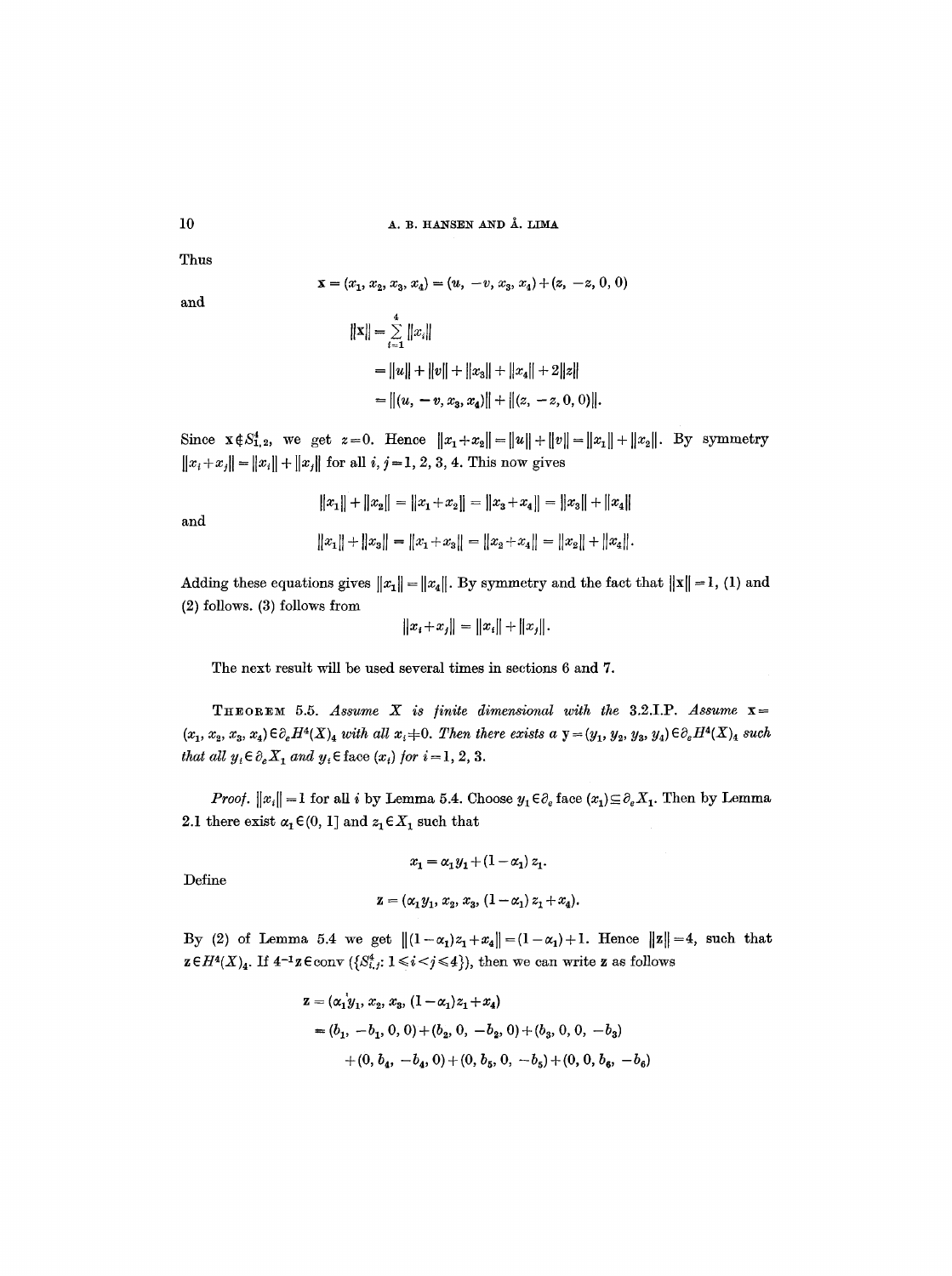Thus

$$\mathbf{x} = (x_1, x_2, x_3, x_4) = (u, -v, x_3, x_4) + (z, -z, 0, 0)$$

and

$$\begin{aligned}
\|\mathbf{x}\| &= \sum_{i=1}^{4} \|x_i\| \\
&= \|u\| + \|v\| + \|x_3\| + \|x_4\| + 2\|z\| \\
&= \|(u, -v, x_3, x_4)\| + \|(z, -z, 0, 0)\|.
\end{aligned}$$

Since $\mathbf{x} \notin S^4_{1,2}$, we get $z=0$. Hence $\|x_1+x_2\| = \|u\| + \|v\| = \|x_1\| + \|x_2\|$. By symmetry $\|x_i+x_j\| = \|x_i\| + \|x_j\|$ for all $i, j = 1, 2, 3, 4$. This now gives

$$\|x_1\| + \|x_2\| = \|x_1+x_2\| = \|x_3+x_4\| = \|x_3\| + \|x_4\|$$

and

$$\|x_1\| + \|x_3\| = \|x_1+x_3\| = \|x_2+x_4\| = \|x_2\| + \|x_4\|.$$

Adding these equations gives $\|x_1\| = \|x_4\|$. By symmetry and the fact that $\|\mathbf{x}\| = 1$, (1) and (2) follows. (3) follows from

$$\|x_i+x_j\| = \|x_i\| + \|x_j\|.$$

The next result will be used several times in sections 6 and 7.

**Theorem 5.5.** *Assume $X$ is finite dimensional with the 3.2.I.P. Assume $\mathbf{x} = (x_1, x_2, x_3, x_4) \in \partial_e H^4(X)_4$ with all $x_i \neq 0$. Then there exists a $\mathbf{y} = (y_1, y_2, y_3, y_4) \in \partial_e H^4(X)_4$ such that all $y_i \in \partial_e X_1$ and $y_i \in \operatorname{face}(x_i)$ for $i = 1, 2, 3$.*

*Proof.* $\|x_i\| = 1$ for all $i$ by Lemma 5.4. Choose $y_1 \in \partial_e \operatorname{face}(x_1) \subseteq \partial_e X_1$. Then by Lemma 2.1 there exist $\alpha_1 \in (0, 1]$ and $z_1 \in X_1$ such that

$$x_1 = \alpha_1 y_1 + (1-\alpha_1) z_1.$$

Define

$$\mathbf{z} = (\alpha_1 y_1, x_2, x_3, (1-\alpha_1) z_1 + x_4).$$

By (2) of Lemma 5.4 we get $\|(1-\alpha_1)z_1 + x_4\| = (1-\alpha_1) + 1$. Hence $\|\mathbf{z}\| = 4$, such that $\mathbf{z} \in H^4(X)_4$. If $4^{-1}\mathbf{z} \in \operatorname{conv}(\{S^4_{i,j}: 1 \leq i < j \leq 4\})$, then we can write $\mathbf{z}$ as follows

$$\begin{aligned}
\mathbf{z} &= (\alpha_1 y_1, x_2, x_3, (1-\alpha_1) z_1 + x_4) \\
&= (b_1, -b_1, 0, 0) + (b_2, 0, -b_2, 0) + (b_3, 0, 0, -b_3) \\
&\quad + (0, b_4, -b_4, 0) + (0, b_5, 0, -b_5) + (0, 0, b_6, -b_6)
\end{aligned}$$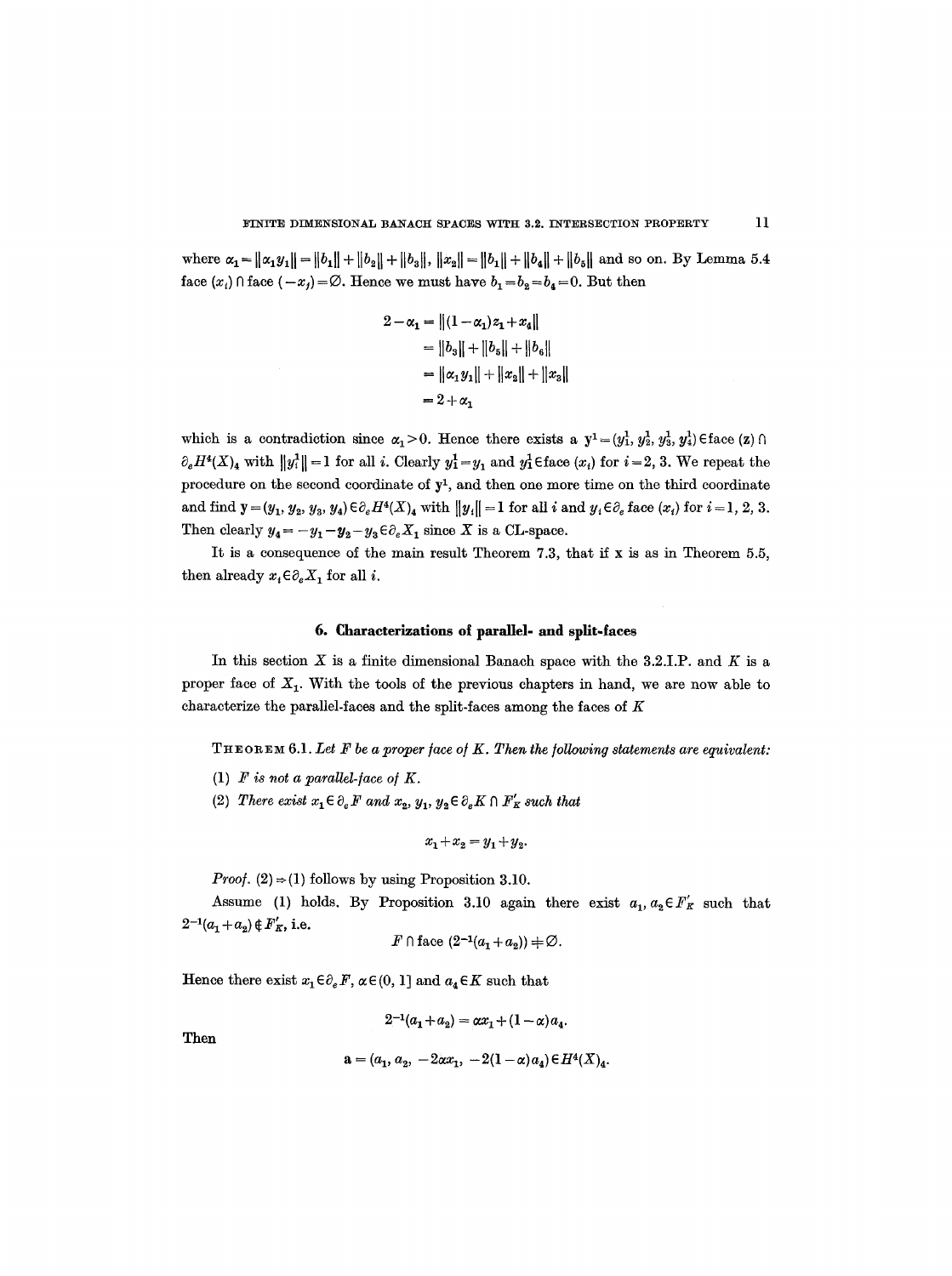where $\alpha_1 = \|\alpha_1 y_1\| = \|b_1\| + \|b_2\| + \|b_3\|$, $\|x_2\| = \|b_1\| + \|b_4\| + \|b_5\|$ and so on. By Lemma 5.4 face $(x_i) \cap$ face $(-x_j) = \emptyset$. Hence we must have $b_1 = b_2 = b_4 = 0$. But then

$$\begin{aligned} 2 - \alpha_1 &= \|(1-\alpha_1)z_1 + x_4\| \\ &= \|b_3\| + \|b_5\| + \|b_6\| \\ &= \|\alpha_1 y_1\| + \|x_2\| + \|x_3\| \\ &= 2 + \alpha_1 \end{aligned}$$

which is a contradiction since $\alpha_1 > 0$. Hence there exists a $\mathbf{y}^1 = (y_1^1, y_2^1, y_3^1, y_4^1) \in \text{face}\,(\mathbf{z}) \cap \partial_e H^4(X)_4$ with $\|y_i^1\| = 1$ for all $i$. Clearly $y_1^1 = y_1$ and $y_i^1 \in \text{face}\,(x_i)$ for $i = 2, 3$. We repeat the procedure on the second coordinate of $\mathbf{y}^1$, and then one more time on the third coordinate and find $\mathbf{y} = (y_1, y_2, y_3, y_4) \in \partial_e H^4(X)_4$ with $\|y_i\| = 1$ for all $i$ and $y_i \in \partial_e$ face $(x_i)$ for $i = 1, 2, 3$. Then clearly $y_4 = -y_1 - y_2 - y_3 \in \partial_e X_1$ since $X$ is a CL-space.

It is a consequence of the main result Theorem 7.3, that if $\mathbf{x}$ is as in Theorem 5.5, then already $x_i \in \partial_e X_1$ for all $i$.

## 6. Characterizations of parallel- and split-faces

In this section $X$ is a finite dimensional Banach space with the 3.2.I.P. and $K$ is a proper face of $X_1$. With the tools of the previous chapters in hand, we are now able to characterize the parallel-faces and the split-faces among the faces of $K$

THEOREM 6.1. *Let $F$ be a proper face of $K$. Then the following statements are equivalent:*

(1) *$F$ is not a parallel-face of $K$.*

(2) *There exist $x_1 \in \partial_e F$ and $x_2, y_1, y_2 \in \partial_e K \cap F'_K$ such that*

$$x_1 + x_2 = y_1 + y_2.$$

*Proof.* (2) $\Rightarrow$ (1) follows by using Proposition 3.10.

Assume (1) holds. By Proposition 3.10 again there exist $a_1, a_2 \in F'_K$ such that $2^{-1}(a_1 + a_2) \notin F'_K$, i.e.

$$F \cap \text{face}\,(2^{-1}(a_1 + a_2)) \neq \emptyset.$$

Hence there exist $x_1 \in \partial_e F$, $\alpha \in (0, 1]$ and $a_4 \in K$ such that

$$2^{-1}(a_1 + a_2) = \alpha x_1 + (1-\alpha) a_4.$$

Then

$$\mathbf{a} = (a_1, a_2, -2\alpha x_1, -2(1-\alpha) a_4) \in H^4(X)_4.$$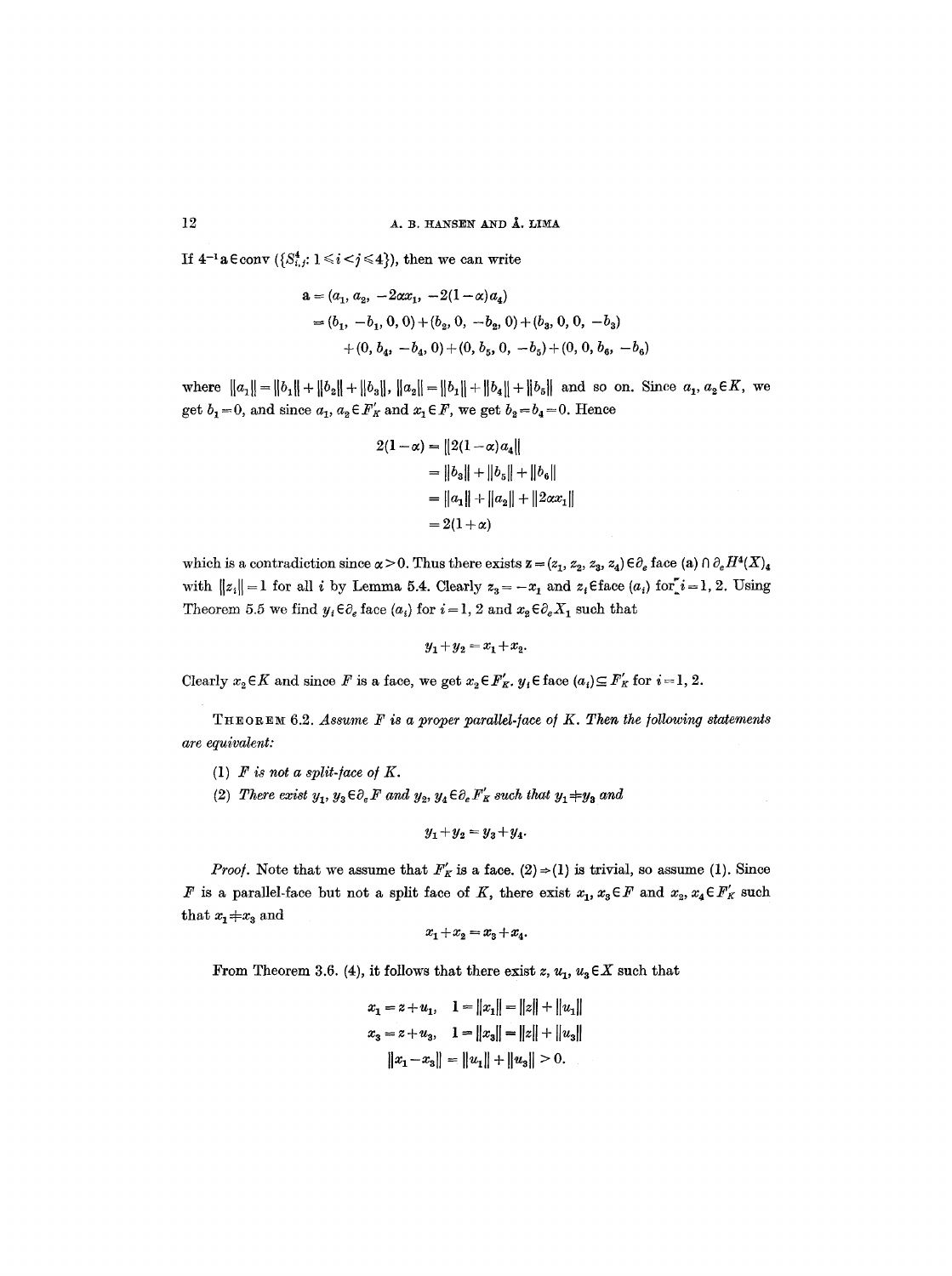If $4^{-1}\mathbf{a} \in \operatorname{conv}(\{S^4_{i,j}: 1 \leqslant i < j \leqslant 4\})$, then we can write

$$\begin{aligned}
\mathbf{a} &= (a_1, a_2, -2\alpha x_1, -2(1-\alpha)a_4) \\
&= (b_1, -b_1, 0, 0) + (b_2, 0, -b_2, 0) + (b_3, 0, 0, -b_3) \\
&\quad + (0, b_4, -b_4, 0) + (0, b_5, 0, -b_5) + (0, 0, b_6, -b_6)
\end{aligned}$$

where $\|a_1\| = \|b_1\| + \|b_2\| + \|b_3\|$, $\|a_2\| = \|b_1\| + \|b_4\| + \|b_5\|$ and so on. Since $a_1, a_2 \in K$, we get $b_1 = 0$, and since $a_1, a_2 \in F'_K$ and $x_1 \in F$, we get $b_2 = b_4 = 0$. Hence

$$\begin{aligned}
2(1-\alpha) &= \|2(1-\alpha)a_4\| \\
&= \|b_3\| + \|b_5\| + \|b_6\| \\
&= \|a_1\| + \|a_2\| + \|2\alpha x_1\| \\
&= 2(1+\alpha)
\end{aligned}$$

which is a contradiction since $\alpha > 0$. Thus there exists $\mathbf{z} = (z_1, z_2, z_3, z_4) \in \partial_e \operatorname{face}(\mathbf{a}) \cap \partial_e H^4(X)_4$ with $\|z_i\| = 1$ for all $i$ by Lemma 5.4. Clearly $z_3 = -x_1$ and $z_i \in \operatorname{face}(a_i)$ for $i = 1, 2$. Using Theorem 5.5 we find $y_i \in \partial_e \operatorname{face}(a_i)$ for $i = 1, 2$ and $x_2 \in \partial_e X_1$ such that

$$y_1 + y_2 = x_1 + x_2.$$

Clearly $x_2 \in K$ and since $F$ is a face, we get $x_2 \in F'_K$. $y_i \in \operatorname{face}(a_i) \subseteq F'_K$ for $i = 1, 2$.

**Theorem 6.2.** *Assume $F$ is a proper parallel-face of $K$. Then the following statements are equivalent:*

(1) *$F$ is not a split-face of $K$.*

(2) *There exist $y_1, y_3 \in \partial_e F$ and $y_2, y_4 \in \partial_e F'_K$ such that $y_1 \neq y_3$ and*

$$y_1 + y_2 = y_3 + y_4.$$

*Proof.* Note that we assume that $F'_K$ is a face. (2) $\Rightarrow$ (1) is trivial, so assume (1). Since $F$ is a parallel-face but not a split face of $K$, there exist $x_1, x_3 \in F$ and $x_2, x_4 \in F'_K$ such that $x_1 \neq x_3$ and

$$x_1 + x_2 = x_3 + x_4.$$

From Theorem 3.6. (4), it follows that there exist $z, u_1, u_3 \in X$ such that

$$\begin{aligned}
x_1 &= z + u_1, \quad 1 = \|x_1\| = \|z\| + \|u_1\| \\
x_3 &= z + u_3, \quad 1 = \|x_3\| = \|z\| + \|u_3\| \\
&\|x_1 - x_3\| = \|u_1\| + \|u_3\| > 0.
\end{aligned}$$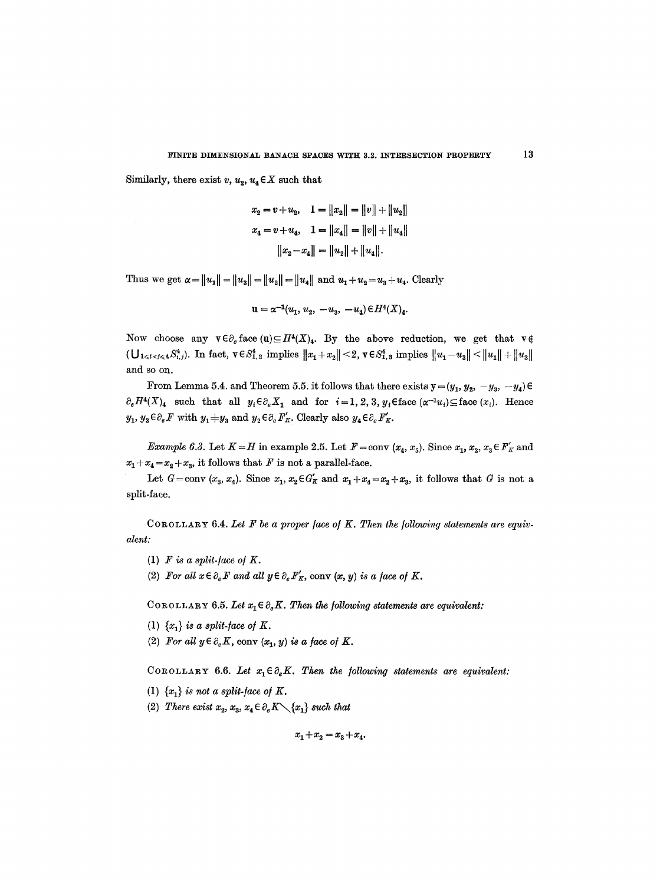Similarly, there exist $v, u_2, u_4 \in X$ such that

$$x_2 = v + u_2, \quad 1 = \|x_2\| = \|v\| + \|u_2\|$$

$$x_4 = v + u_4, \quad 1 = \|x_4\| = \|v\| + \|u_4\|$$

$$\|x_2 - x_4\| = \|u_2\| + \|u_4\|.$$

Thus we get $\alpha = \|u_1\| = \|u_3\| = \|u_2\| = \|u_4\|$ and $u_1 + u_2 = u_3 + u_4$. Clearly

$$\mathbf{u} = \alpha^{-1}(u_1, u_2, -u_3, -u_4) \in H^4(X)_4.$$

Now choose any $\mathbf{v} \in \partial_e \operatorname{face}(\mathbf{u}) \subseteq H^4(X)_4$. By the above reduction, we get that $\mathbf{v} \notin (\bigcup_{1 \leq i < j \leq 4} S^4_{i,j})$. In fact, $\mathbf{v} \in S^4_{1,2}$ implies $\|x_1 + x_2\| < 2$, $\mathbf{v} \in S^4_{1,3}$ implies $\|u_1 - u_3\| < \|u_1\| + \|u_3\|$ and so on.

From Lemma 5.4. and Theorem 5.5. it follows that there exists $\mathbf{y} = (y_1, y_2, -y_3, -y_4) \in \partial_e H^4(X)_4$ such that all $y_i \in \partial_e X_1$ and for $i = 1, 2, 3$, $y_i \in \operatorname{face}(\alpha^{-1} u_i) \subseteq \operatorname{face}(x_i)$. Hence $y_1, y_3 \in \partial_e F$ with $y_1 \neq y_3$ and $y_2 \in \partial_e F'_K$. Clearly also $y_4 \in \partial_e F'_K$.

*Example* 6.3. Let $K = H$ in example 2.5. Let $F = \operatorname{conv}(x_4, x_5)$. Since $x_1, x_2, x_3 \in F'_K$ and $x_1 + x_4 = x_2 + x_3$, it follows that $F$ is not a parallel-face.

Let $G = \operatorname{conv}(x_3, x_4)$. Since $x_1, x_2 \in G'_K$ and $x_1 + x_4 = x_2 + x_3$, it follows that $G$ is not a split-face.

COROLLARY 6.4. *Let $F$ be a proper face of $K$. Then the following statements are equivalent:*

(1) *$F$ is a split-face of $K$.*

(2) *For all $x \in \partial_e F$ and all $y \in \partial_e F'_K$, $\operatorname{conv}(x, y)$ is a face of $K$.*

COROLLARY 6.5. *Let $x_1 \in \partial_e K$. Then the following statements are equivalent:*

(1) *$\{x_1\}$ is a split-face of $K$.*

(2) *For all $y \in \partial_e K$, $\operatorname{conv}(x_1, y)$ is a face of $K$.*

COROLLARY 6.6. *Let $x_1 \in \partial_e K$. Then the following statements are equivalent:*

(1) *$\{x_1\}$ is not a split-face of $K$.*

(2) *There exist $x_2, x_3, x_4 \in \partial_e K \setminus \{x_1\}$ such that*

$$x_1 + x_2 = x_3 + x_4.$$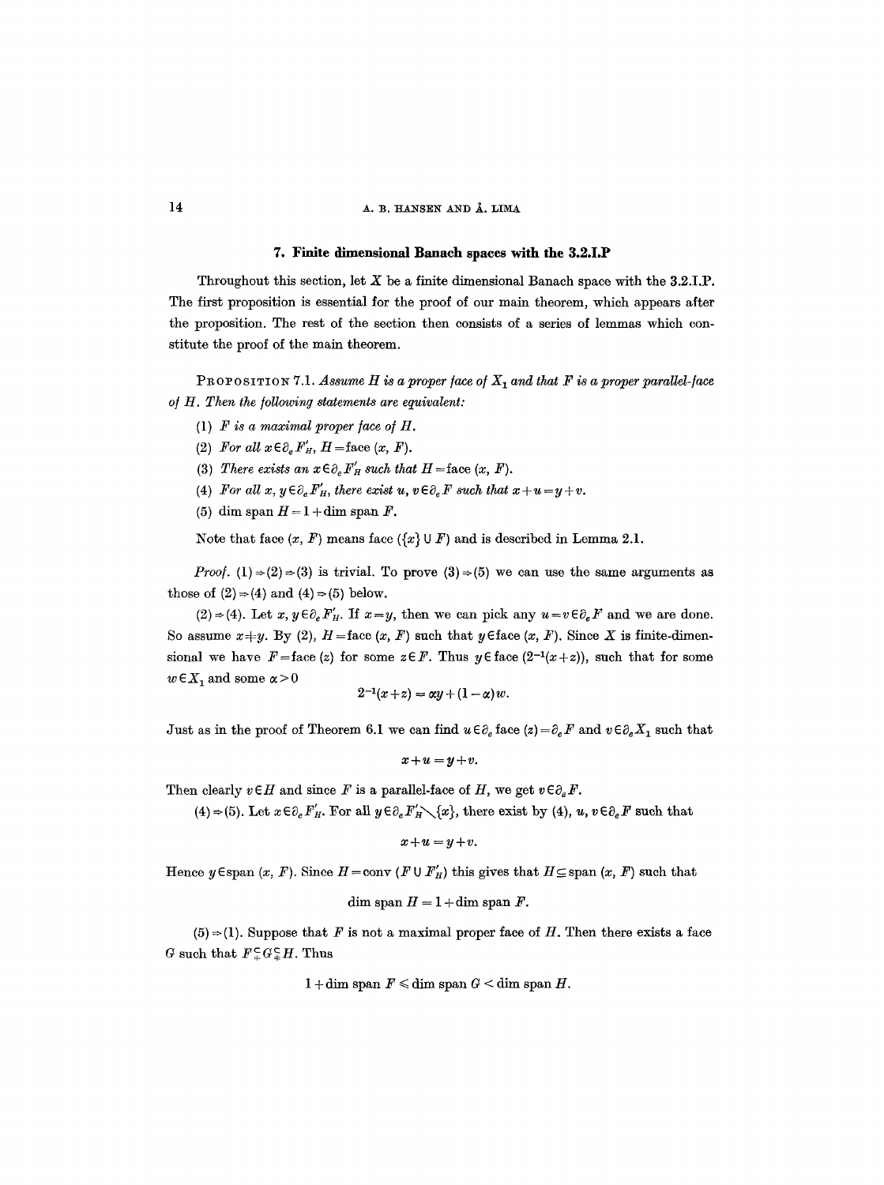## 7. Finite dimensional Banach spaces with the 3.2.I.P

Throughout this section, let $X$ be a finite dimensional Banach space with the 3.2.I.P. The first proposition is essential for the proof of our main theorem, which appears after the proposition. The rest of the section then consists of a series of lemmas which constitute the proof of the main theorem.

PROPOSITION 7.1. *Assume $H$ is a proper face of $X_1$ and that $F$ is a proper parallel-face of $H$. Then the following statements are equivalent:*

(1) *$F$ is a maximal proper face of $H$.*

(2) *For all $x \in \partial_e F'_H$, $H = \text{face}(x, F)$.*

(3) *There exists an $x \in \partial_e F'_H$ such that $H = \text{face}(x, F)$.*

(4) *For all $x, y \in \partial_e F'_H$, there exist $u, v \in \partial_e F$ such that $x + u = y + v$.*

(5) $\dim \operatorname{span} H = 1 + \dim \operatorname{span} F$.

Note that face $(x, F)$ means face $(\{x\} \cup F)$ and is described in Lemma 2.1.

*Proof.* (1) ⇒ (2) ⇒ (3) is trivial. To prove (3) ⇒ (5) we can use the same arguments as those of (2) ⇒ (4) and (4) ⇒ (5) below.

(2) ⇒ (4). Let $x, y \in \partial_e F'_H$. If $x = y$, then we can pick any $u = v \in \partial_e F$ and we are done. So assume $x \neq y$. By (2), $H = \text{face}(x, F)$ such that $y \in \text{face}(x, F)$. Since $X$ is finite-dimensional we have $F = \text{face}(z)$ for some $z \in F$. Thus $y \in \text{face}(2^{-1}(x+z))$, such that for some $w \in X_1$ and some $\alpha > 0$

$$2^{-1}(x+z) = \alpha y + (1-\alpha) w.$$

Just as in the proof of Theorem 6.1 we can find $u \in \partial_e \text{face}(z) = \partial_e F$ and $v \in \partial_e X_1$ such that

$$x + u = y + v.$$

Then clearly $v \in H$ and since $F$ is a parallel-face of $H$, we get $v \in \partial_e F$.

(4) ⇒ (5). Let $x \in \partial_e F'_H$. For all $y \in \partial_e F'_H \setminus \{x\}$, there exist by (4), $u, v \in \partial_e F$ such that

$$x + u = y + v.$$

Hence $y \in \operatorname{span}(x, F)$. Since $H = \operatorname{conv}(F \cup F'_H)$ this gives that $H \subseteq \operatorname{span}(x, F)$ such that

$$\dim \operatorname{span} H = 1 + \dim \operatorname{span} F.$$

(5) ⇒ (1). Suppose that $F$ is not a maximal proper face of $H$. Then there exists a face $G$ such that $F \subsetneq G \subsetneq H$. Thus

$$1 + \dim \operatorname{span} F \leqslant \dim \operatorname{span} G < \dim \operatorname{span} H.$$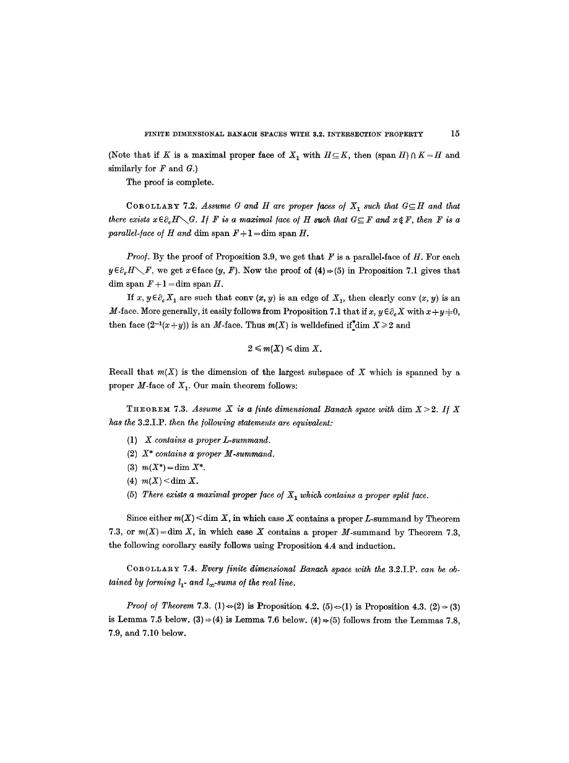(Note that if $K$ is a maximal proper face of $X_1$ with $H \subseteq K$, then $(\text{span } H) \cap K = H$ and similarly for $F$ and $G$.)

The proof is complete.

COROLLARY 7.2. *Assume $G$ and $H$ are proper faces of $X_1$ such that $G \subseteq H$ and that there exists $x \in \partial_e H \setminus G$. If $F$ is a maximal face of $H$ such that $G \subseteq F$ and $x \notin F$, then $F$ is a parallel-face of $H$ and $\dim \text{span } F + 1 = \dim \text{span } H$.*

*Proof.* By the proof of Proposition 3.9, we get that $F$ is a parallel-face of $H$. For each $y \in \partial_e H \setminus F$, we get $x \in \text{face}(y, F)$. Now the proof of (4) $\Rightarrow$ (5) in Proposition 7.1 gives that $\dim \text{span } F + 1 = \dim \text{span } H$.

If $x, y \in \partial_e X_1$ are such that $\text{conv}(x, y)$ is an edge of $X_1$, then clearly $\text{conv}(x, y)$ is an $M$-face. More generally, it easily follows from Proposition 7.1 that if $x, y \in \partial_e X$ with $x + y \neq 0$, then $\text{face}(2^{-1}(x+y))$ is an $M$-face. Thus $m(X)$ is welldefined if $\dim X \geq 2$ and

$$2 \leq m(X) \leq \dim X.$$

Recall that $m(X)$ is the dimension of the largest subspace of $X$ which is spanned by a proper $M$-face of $X_1$. Our main theorem follows:

THEOREM 7.3. *Assume $X$ is a finte dimensional Banach space with $\dim X > 2$. If $X$ has the 3.2.I.P. then the following statements are equivalent:*

(1) *$X$ contains a proper $L$-summand.*

(2) *$X^*$ contains a proper $M$-summand.*

(3) *$m(X^*) = \dim X^*$.*

(4) *$m(X) < \dim X$.*

(5) *There exists a maximal proper face of $X_1$ which contains a proper split face.*

Since either $m(X) < \dim X$, in which case $X$ contains a proper $L$-summand by Theorem 7.3, or $m(X) = \dim X$, in which case $X$ contains a proper $M$-summand by Theorem 7.3, the following corollary easily follows using Proposition 4.4 and induction.

COROLLARY 7.4. *Every finite dimensional Banach space with the 3.2.I.P. can be obtained by forming $l_1$- and $l_\infty$-sums of the real line.*

*Proof of Theorem* 7.3. (1) $\Leftrightarrow$ (2) is Proposition 4.2. (5) $\Leftrightarrow$ (1) is Proposition 4.3. (2) $\Rightarrow$ (3) is Lemma 7.5 below. (3) $\Rightarrow$ (4) is Lemma 7.6 below. (4) $\Rightarrow$ (5) follows from the Lemmas 7.8, 7.9, and 7.10 below.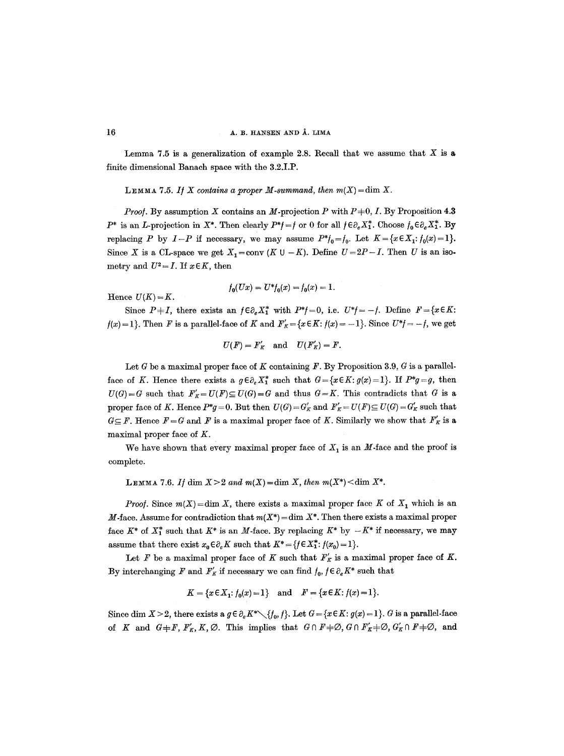Lemma 7.5 is a generalization of example 2.8. Recall that we assume that $X$ is a finite dimensional Banach space with the 3.2.I.P.

LEMMA 7.5. *If $X$ contains a proper $M$-summand, then $m(X) = \dim X$.*

*Proof.* By assumption $X$ contains an $M$-projection $P$ with $P \neq 0, I$. By Proposition 4.3 $P^*$ is an $L$-projection in $X^*$. Then clearly $P^*f = f$ or $0$ for all $f \in \partial_e X_1^*$. Choose $f_0 \in \partial_e X_1^*$. By replacing $P$ by $I - P$ if necessary, we may assume $P^* f_0 = f_0$. Let $K = \{x \in X_1 : f_0(x) = 1\}$. Since $X$ is a CL-space we get $X_1 = \operatorname{conv}(K \cup -K)$. Define $U = 2P - I$. Then $U$ is an isometry and $U^2 = I$. If $x \in K$, then

$$f_0(Ux) = U^* f_0(x) = f_0(x) = 1.$$

Hence $U(K) = K$.

Since $P \neq I$, there exists an $f \in \partial_e X_1^*$ with $P^* f = 0$, i.e. $U^* f = -f$. Define $F = \{x \in K: f(x) = 1\}$. Then $F$ is a parallel-face of $K$ and $F'_K = \{x \in K: f(x) = -1\}$. Since $U^* f = -f$, we get

$$U(F) = F'_K \quad \text{and} \quad U(F'_K) = F.$$

Let $G$ be a maximal proper face of $K$ containing $F$. By Proposition 3.9, $G$ is a parallel-face of $K$. Hence there exists a $g \in \partial_e X_1^*$ such that $G = \{x \in K: g(x) = 1\}$. If $P^* g = g$, then $U(G) = G$ such that $F'_K = U(F) \subseteq U(G) = G$ and thus $G = K$. This contradicts that $G$ is a proper face of $K$. Hence $P^* g = 0$. But then $U(G) = G'_K$ and $F'_K = U(F) \subseteq U(G) = G'_K$ such that $G \subseteq F$. Hence $F = G$ and $F$ is a maximal proper face of $K$. Similarly we show that $F'_K$ is a maximal proper face of $K$.

We have shown that every maximal proper face of $X_1$ is an $M$-face and the proof is complete.

LEMMA 7.6. *If $\dim X > 2$ and $m(X) = \dim X$, then $m(X^*) < \dim X^*$.*

*Proof.* Since $m(X) = \dim X$, there exists a maximal proper face $K$ of $X_1$ which is an $M$-face. Assume for contradiction that $m(X^*) = \dim X^*$. Then there exists a maximal proper face $K^*$ of $X_1^*$ such that $K^*$ is an $M$-face. By replacing $K^*$ by $-K^*$ if necessary, we may assume that there exist $x_0 \in \partial_e K$ such that $K^* = \{f \in X_1^*: f(x_0) = 1\}$.

Let $F$ be a maximal proper face of $K$ such that $F'_K$ is a maximal proper face of $K$. By interchanging $F$ and $F'_K$ if necessary we can find $f_0, f \in \partial_e K^*$ such that

$$K = \{x \in X_1: f_0(x) = 1\} \quad \text{and} \quad F = \{x \in K: f(x) = 1\}.$$

Since $\dim X > 2$, there exists a $g \in \partial_e K^* \setminus \{f_0, f\}$. Let $G = \{x \in K: g(x) = 1\}$. $G$ is a parallel-face of $K$ and $G \neq F, F'_K, K, \emptyset$. This implies that $G \cap F \neq \emptyset$, $G \cap F'_K \neq \emptyset$, $G'_K \cap F \neq \emptyset$, and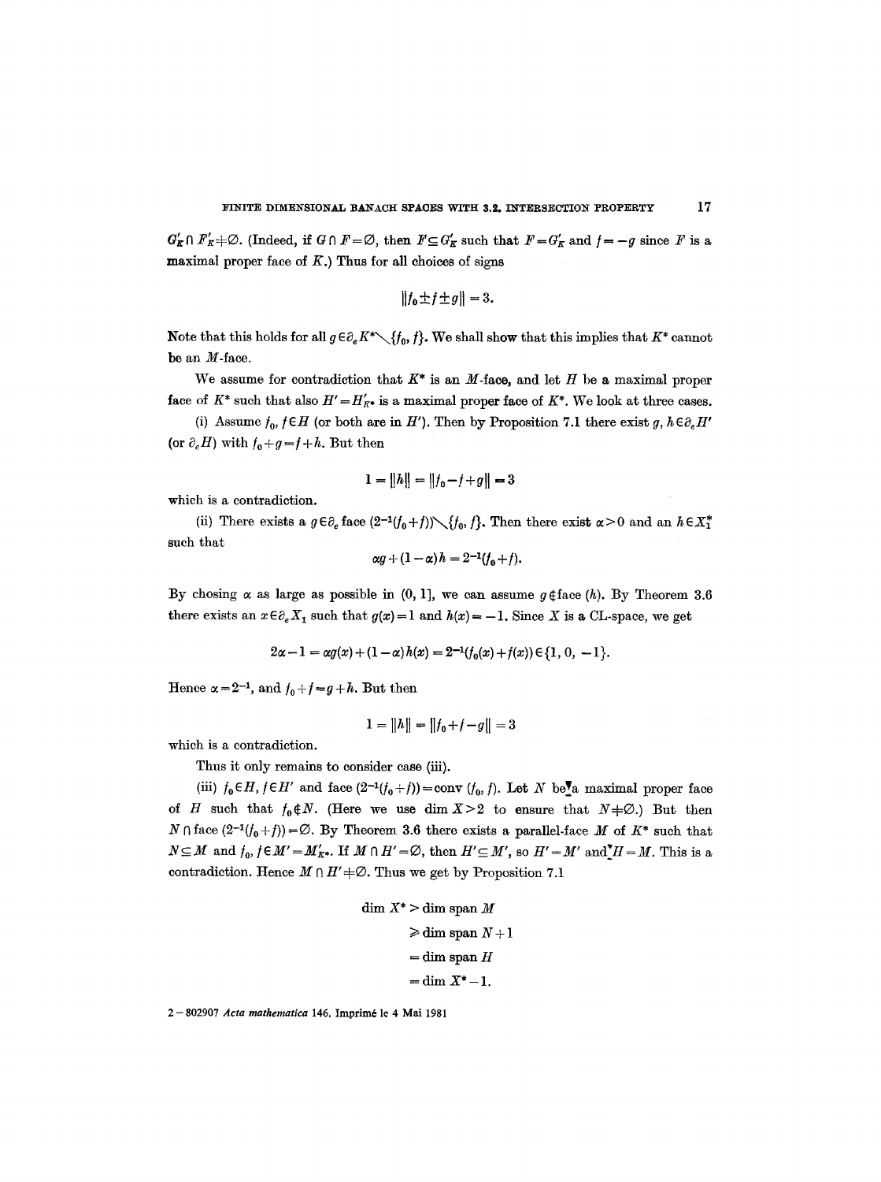$G'_K \cap F'_K \neq \emptyset$. (Indeed, if $G \cap F = \emptyset$, then $F \subseteq G'_K$ such that $F = G'_K$ and $f = -g$ since $F$ is a maximal proper face of $K$.) Thus for all choices of signs

$$\|f_0 \pm f \pm g\| = 3.$$

Note that this holds for all $g \in \partial_e K^* \setminus \{f_0, f\}$. We shall show that this implies that $K^*$ cannot be an $M$-face.

We assume for contradiction that $K^*$ is an $M$-face, and let $H$ be a maximal proper face of $K^*$ such that also $H' = H'_{K^*}$ is a maximal proper face of $K^*$. We look at three cases.

(i) Assume $f_0, f \in H$ (or both are in $H'$). Then by Proposition 7.1 there exist $g, h \in \partial_e H'$ (or $\partial_e H$) with $f_0 + g = f + h$. But then

$$1 = \|h\| = \|f_0 - f + g\| = 3$$

which is a contradiction.

(ii) There exists a $g \in \partial_e$ face $(2^{-1}(f_0 + f)) \setminus \{f_0, f\}$. Then there exist $\alpha > 0$ and an $h \in X_1^*$ such that

$$\alpha g + (1 - \alpha) h = 2^{-1}(f_0 + f).$$

By chosing $\alpha$ as large as possible in $(0, 1]$, we can assume $g \notin$ face $(h)$. By Theorem 3.6 there exists an $x \in \partial_e X_1$ such that $g(x) = 1$ and $h(x) = -1$. Since $X$ is a CL-space, we get

$$2\alpha - 1 = \alpha g(x) + (1 - \alpha) h(x) = 2^{-1}(f_0(x) + f(x)) \in \{1, 0, -1\}.$$

Hence $\alpha = 2^{-1}$, and $f_0 + f = g + h$. But then

$$1 = \|h\| = \|f_0 + f - g\| = 3$$

which is a contradiction.

Thus it only remains to consider case (iii).

(iii) $f_0 \in H$, $f \in H'$ and face $(2^{-1}(f_0 + f)) = \operatorname{conv}(f_0, f)$. Let $N$ be a maximal proper face of $H$ such that $f_0 \notin N$. (Here we use $\dim X > 2$ to ensure that $N \neq \emptyset$.) But then $N \cap$ face $(2^{-1}(f_0 + f)) = \emptyset$. By Theorem 3.6 there exists a parallel-face $M$ of $K^*$ such that $N \subseteq M$ and $f_0, f \in M' = M'_{K^*}$. If $M \cap H' = \emptyset$, then $H' \subseteq M'$, so $H' = M'$ and $H = M$. This is a contradiction. Hence $M \cap H' \neq \emptyset$. Thus we get by Proposition 7.1

$$\begin{aligned}
\dim X^* &> \dim \operatorname{span} M \\
&\geqslant \dim \operatorname{span} N + 1 \\
&= \dim \operatorname{span} H \\
&= \dim X^* - 1.
\end{aligned}$$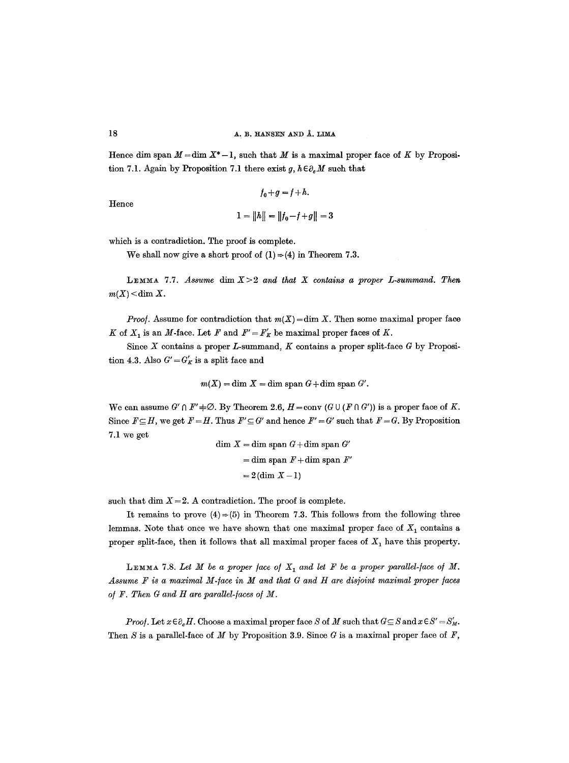Hence $\dim \operatorname{span} M = \dim X^* - 1$, such that $M$ is a maximal proper face of $K$ by Proposition 7.1. Again by Proposition 7.1 there exist $g, h \in \partial_e M$ such that

$$f_0 + g = f + h.$$

Hence

$$1 = \|h\| = \|f_0 - f + g\| = 3$$

which is a contradiction. The proof is complete.

We shall now give a short proof of (1) ⇒ (4) in Theorem 7.3.

**Lemma 7.7.** *Assume $\dim X > 2$ and that $X$ contains a proper $L$-summand. Then $m(X) < \dim X$.*

*Proof.* Assume for contradiction that $m(X) = \dim X$. Then some maximal proper face $K$ of $X_1$ is an $M$-face. Let $F$ and $F' = F'_K$ be maximal proper faces of $K$.

Since $X$ contains a proper $L$-summand, $K$ contains a proper split-face $G$ by Proposition 4.3. Also $G' = G'_K$ is a split face and

$$m(X) = \dim X = \dim \operatorname{span} G + \dim \operatorname{span} G'.$$

We can assume $G' \cap F' \neq \emptyset$. By Theorem 2.6, $H = \operatorname{conv}(G \cup (F \cap G'))$ is a proper face of $K$. Since $F \subseteq H$, we get $F = H$. Thus $F' \subseteq G'$ and hence $F' = G'$ such that $F = G$. By Proposition 7.1 we get

$$\begin{aligned}
\dim X &= \dim \operatorname{span} G + \dim \operatorname{span} G' \\
&= \dim \operatorname{span} F + \dim \operatorname{span} F' \\
&= 2(\dim X - 1)
\end{aligned}$$

such that $\dim X = 2$. A contradiction. The proof is complete.

It remains to prove (4) ⇒ (5) in Theorem 7.3. This follows from the following three lemmas. Note that once we have shown that one maximal proper face of $X_1$ contains a proper split-face, then it follows that all maximal proper faces of $X_1$ have this property.

**Lemma 7.8.** *Let $M$ be a proper face of $X_1$ and let $F$ be a proper parallel-face of $M$. Assume $F$ is a maximal $M$-face in $M$ and that $G$ and $H$ are disjoint maximal proper faces of $F$. Then $G$ and $H$ are parallel-faces of $M$.*

*Proof.* Let $x \in \partial_e H$. Choose a maximal proper face $S$ of $M$ such that $G \subseteq S$ and $x \in S' = S'_M$. Then $S$ is a parallel-face of $M$ by Proposition 3.9. Since $G$ is a maximal proper face of $F$,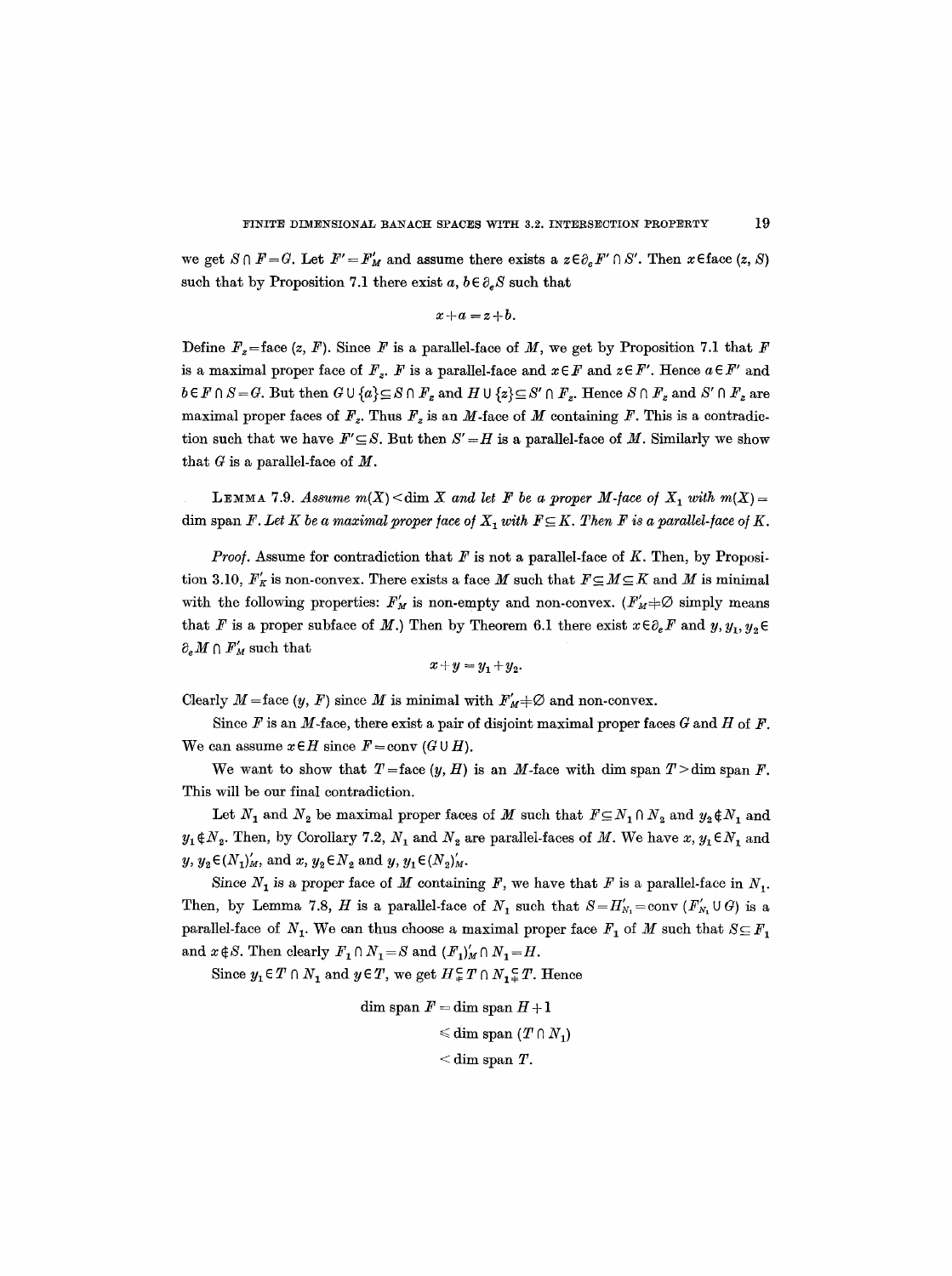we get $S \cap F = G$. Let $F' = F'_M$ and assume there exists a $z \in \partial_e F' \cap S'$. Then $x \in \text{face}(z, S)$ such that by Proposition 7.1 there exist $a, b \in \partial_e S$ such that

$$x + a = z + b.$$

Define $F_z = \text{face}(z, F)$. Since $F$ is a parallel-face of $M$, we get by Proposition 7.1 that $F$ is a maximal proper face of $F_z$. $F$ is a parallel-face and $x \in F$ and $z \in F'$. Hence $a \in F'$ and $b \in F \cap S = G$. But then $G \cup \{a\} \subseteq S \cap F_z$ and $H \cup \{z\} \subseteq S' \cap F_z$. Hence $S \cap F_z$ and $S' \cap F_z$ are maximal proper faces of $F_z$. Thus $F_z$ is an $M$-face of $M$ containing $F$. This is a contradiction such that we have $F' \subseteq S$. But then $S' = H$ is a parallel-face of $M$. Similarly we show that $G$ is a parallel-face of $M$.

LEMMA 7.9. *Assume $m(X) < \dim X$ and let $F$ be a proper $M$-face of $X_1$ with $m(X) = \dim \text{span } F$. Let $K$ be a maximal proper face of $X_1$ with $F \subseteq K$. Then $F$ is a parallel-face of $K$.*

*Proof.* Assume for contradiction that $F$ is not a parallel-face of $K$. Then, by Proposition 3.10, $F'_K$ is non-convex. There exists a face $M$ such that $F \subseteq M \subseteq K$ and $M$ is minimal with the following properties: $F'_M$ is non-empty and non-convex. ($F'_M \neq \emptyset$ simply means that $F$ is a proper subface of $M$.) Then by Theorem 6.1 there exist $x \in \partial_e F$ and $y, y_1, y_2 \in \partial_e M \cap F'_M$ such that

$$x + y = y_1 + y_2.$$

Clearly $M = \text{face}(y, F)$ since $M$ is minimal with $F'_M \neq \emptyset$ and non-convex.

Since $F$ is an $M$-face, there exist a pair of disjoint maximal proper faces $G$ and $H$ of $F$. We can assume $x \in H$ since $F = \text{conv}(G \cup H)$.

We want to show that $T = \text{face}(y, H)$ is an $M$-face with $\dim \text{span } T > \dim \text{span } F$. This will be our final contradiction.

Let $N_1$ and $N_2$ be maximal proper faces of $M$ such that $F \subseteq N_1 \cap N_2$ and $y_2 \notin N_1$ and $y_1 \notin N_2$. Then, by Corollary 7.2, $N_1$ and $N_2$ are parallel-faces of $M$. We have $x, y_1 \in N_1$ and $y, y_2 \in (N_1)'_M$, and $x, y_2 \in N_2$ and $y, y_1 \in (N_2)'_M$.

Since $N_1$ is a proper face of $M$ containing $F$, we have that $F$ is a parallel-face in $N_1$. Then, by Lemma 7.8, $H$ is a parallel-face of $N_1$ such that $S = H'_{N_1} = \text{conv}(F'_{N_1} \cup G)$ is a parallel-face of $N_1$. We can thus choose a maximal proper face $F_1$ of $M$ such that $S \subseteq F_1$ and $x \notin S$. Then clearly $F_1 \cap N_1 = S$ and $(F_1)'_M \cap N_1 = H$.

Since $y_1 \in T \cap N_1$ and $y \in T$, we get $H \subsetneqq T \cap N_1 \subsetneqq T$. Hence

$$\begin{aligned}
\dim \text{span } F &= \dim \text{span } H + 1 \\
&\leqslant \dim \text{span } (T \cap N_1) \\
&< \dim \text{span } T.
\end{aligned}$$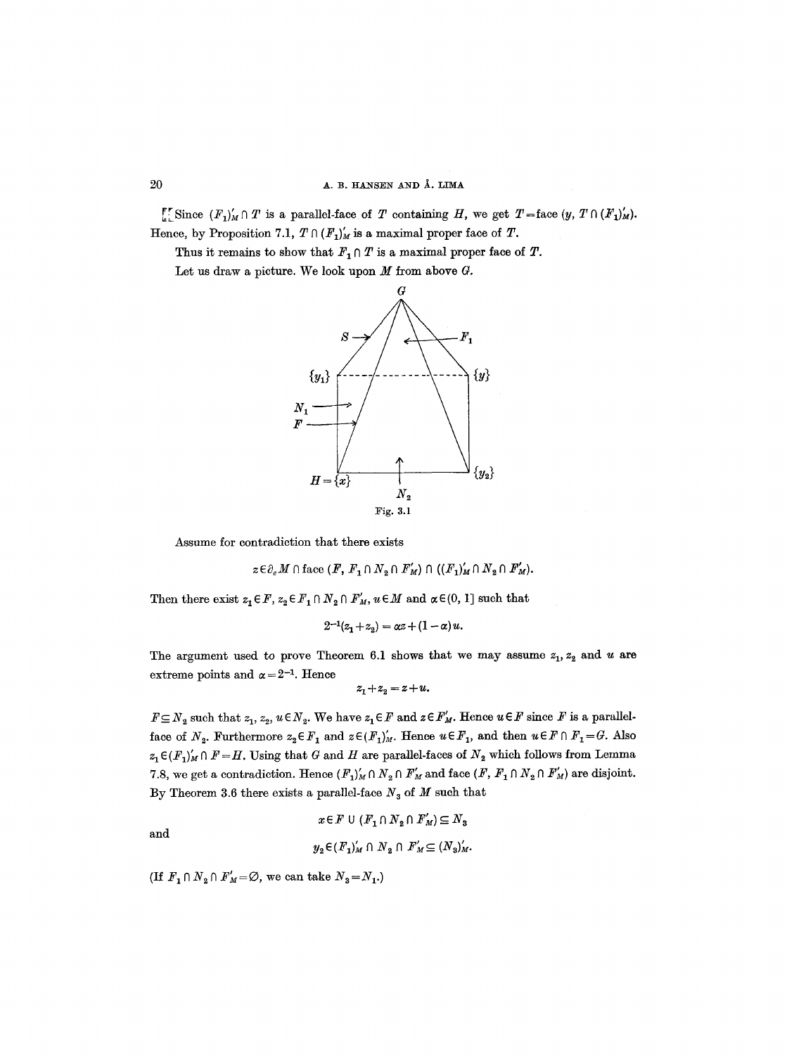Since $(F_1)'_M \cap T$ is a parallel-face of $T$ containing $H$, we get $T = \text{face}\,(y, T \cap (F_1)'_M)$. Hence, by Proposition 7.1, $T \cap (F_1)'_M$ is a maximal proper face of $T$.

Thus it remains to show that $F_1 \cap T$ is a maximal proper face of $T$.

Let us draw a picture. We look upon $M$ from above $G$.

Fig. 3.1

Assume for contradiction that there exists

$$z \in \partial_e M \cap \text{face}\,(F, F_1 \cap N_2 \cap F'_M) \cap ((F_1)'_M \cap N_2 \cap F'_M).$$

Then there exist $z_1 \in F$, $z_2 \in F_1 \cap N_2 \cap F'_M$, $u \in M$ and $\alpha \in (0, 1]$ such that

$$2^{-1}(z_1 + z_2) = \alpha z + (1 - \alpha) u.$$

The argument used to prove Theorem 6.1 shows that we may assume $z_1, z_2$ and $u$ are extreme points and $\alpha = 2^{-1}$. Hence

$$z_1 + z_2 = z + u.$$

$F \subseteq N_2$ such that $z_1, z_2, u \in N_2$. We have $z_1 \in F$ and $z \in F'_M$. Hence $u \in F$ since $F$ is a parallel-face of $N_2$. Furthermore $z_2 \in F_1$ and $z \in (F_1)'_M$. Hence $u \in F_1$, and then $u \in F \cap F_1 = G$. Also $z_1 \in (F_1)'_M \cap F = H$. Using that $G$ and $H$ are parallel-faces of $N_2$ which follows from Lemma 7.8, we get a contradiction. Hence $(F_1)'_M \cap N_2 \cap F'_M$ and face $(F, F_1 \cap N_2 \cap F'_M)$ are disjoint. By Theorem 3.6 there exists a parallel-face $N_3$ of $M$ such that

$$x \in F \cup (F_1 \cap N_2 \cap F'_M) \subseteq N_3$$

and

$$y_2 \in (F_1)'_M \cap N_2 \cap F'_M \subseteq (N_3)'_M.$$

(If $F_1 \cap N_2 \cap F'_M = \emptyset$, we can take $N_3 = N_1$.)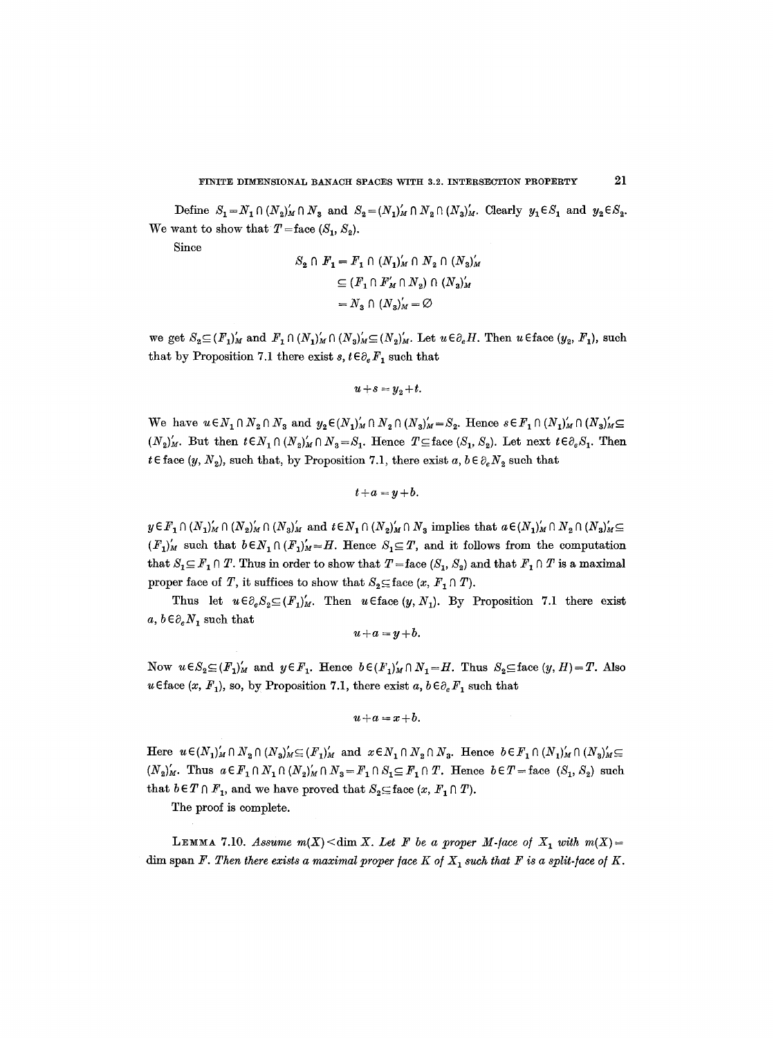Define $S_1 = N_1 \cap (N_2)'_M \cap N_3$ and $S_2 = (N_1)'_M \cap N_2 \cap (N_3)'_M$. Clearly $y_1 \in S_1$ and $y_2 \in S_2$. We want to show that $T = \text{face}(S_1, S_2)$.

Since

$$\begin{aligned} S_2 \cap F_1 &= F_1 \cap (N_1)'_M \cap N_2 \cap (N_3)'_M \\ &\subseteq (F_1 \cap F'_M \cap N_2) \cap (N_3)'_M \\ &= N_3 \cap (N_3)'_M = \varnothing \end{aligned}$$

we get $S_2 \subseteq (F_1)'_M$ and $F_1 \cap (N_1)'_M \cap (N_3)'_M \subseteq (N_2)'_M$. Let $u \in \partial_e H$. Then $u \in \text{face}(y_2, F_1)$, such that by Proposition 7.1 there exist $s, t \in \partial_e F_1$ such that

$$u + s = y_2 + t.$$

We have $u \in N_1 \cap N_2 \cap N_3$ and $y_2 \in (N_1)'_M \cap N_2 \cap (N_3)'_M = S_2$. Hence $s \in F_1 \cap (N_1)'_M \cap (N_3)'_M \subseteq (N_2)'_M$. But then $t \in N_1 \cap (N_2)'_M \cap N_3 = S_1$. Hence $T \subseteq \text{face}(S_1, S_2)$. Let next $t \in \partial_e S_1$. Then $t \in \text{face}(y, N_2)$, such that, by Proposition 7.1, there exist $a, b \in \partial_e N_2$ such that

$$t + a = y + b.$$

$y \in F_1 \cap (N_1)'_M \cap (N_2)'_M \cap (N_3)'_M$ and $t \in N_1 \cap (N_2)'_M \cap N_3$ implies that $a \in (N_1)'_M \cap N_2 \cap (N_3)'_M \subseteq (F_1)'_M$ such that $b \in N_1 \cap (F_1)'_M = H$. Hence $S_1 \subseteq T$, and it follows from the computation that $S_1 \subseteq F_1 \cap T$. Thus in order to show that $T = \text{face}(S_1, S_2)$ and that $F_1 \cap T$ is a maximal proper face of $T$, it suffices to show that $S_2 \subseteq \text{face}(x, F_1 \cap T)$.

Thus let $u \in \partial_e S_2 \subseteq (F_1)'_M$. Then $u \in \text{face}(y, N_1)$. By Proposition 7.1 there exist $a, b \in \partial_e N_1$ such that

$$u + a = y + b.$$

Now $u \in S_2 \subseteq (F_1)'_M$ and $y \in F_1$. Hence $b \in (F_1)'_M \cap N_1 = H$. Thus $S_2 \subseteq \text{face}(y, H) = T$. Also $u \in \text{face}(x, F_1)$, so, by Proposition 7.1, there exist $a, b \in \partial_e F_1$ such that

$$u + a = x + b.$$

Here $u \in (N_1)'_M \cap N_2 \cap (N_3)'_M \subseteq (F_1)'_M$ and $x \in N_1 \cap N_2 \cap N_3$. Hence $b \in F_1 \cap (N_1)'_M \cap (N_3)'_M \subseteq (N_2)'_M$. Thus $a \in F_1 \cap N_1 \cap (N_2)'_M \cap N_3 = F_1 \cap S_1 \subseteq F_1 \cap T$. Hence $b \in T = \text{face}(S_1, S_2)$ such that $b \in T \cap F_1$, and we have proved that $S_2 \subseteq \text{face}(x, F_1 \cap T)$.

The proof is complete.

**Lemma 7.10.** *Assume $m(X) < \dim X$. Let $F$ be a proper $M$-face of $X_1$ with $m(X) = \dim \operatorname{span} F$. Then there exists a maximal proper face $K$ of $X_1$ such that $F$ is a split-face of $K$.*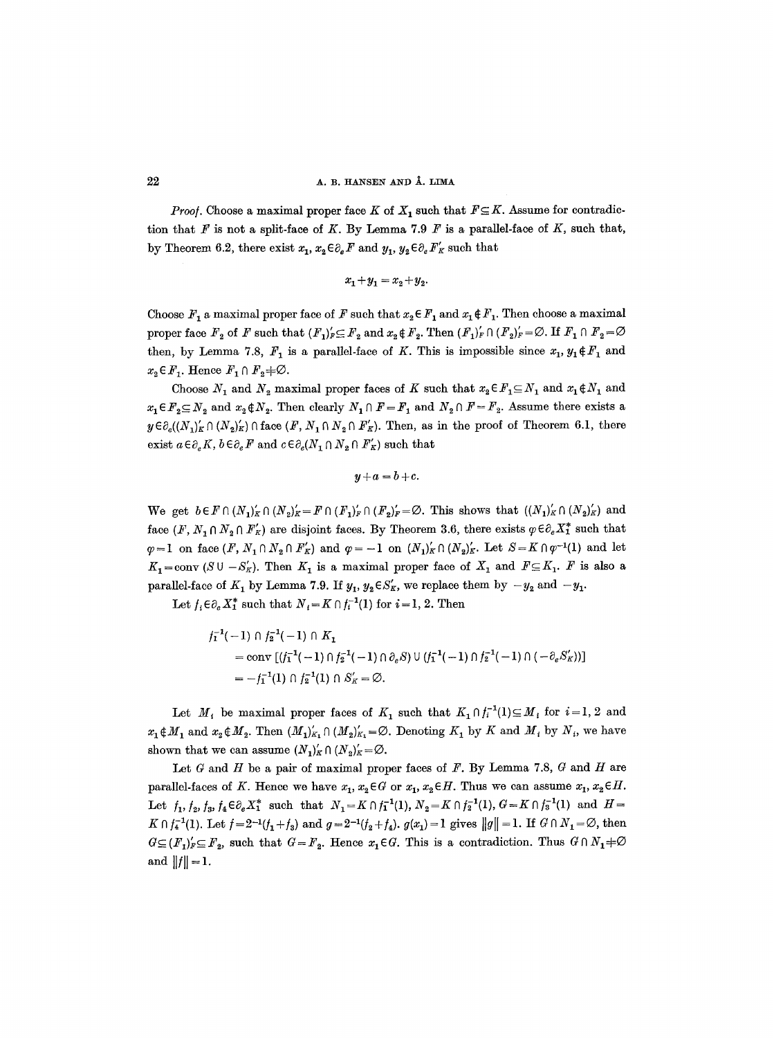*Proof.* Choose a maximal proper face $K$ of $X_1$ such that $F \subseteq K$. Assume for contradiction that $F$ is not a split-face of $K$. By Lemma 7.9 $F$ is a parallel-face of $K$, such that, by Theorem 6.2, there exist $x_1, x_2 \in \partial_e F$ and $y_1, y_2 \in \partial_e F'_K$ such that

$$x_1 + y_1 = x_2 + y_2.$$

Choose $F_1$ a maximal proper face of $F$ such that $x_2 \in F_1$ and $x_1 \notin F_1$. Then choose a maximal proper face $F_2$ of $F$ such that $(F_1)'_F \subseteq F_2$ and $x_2 \notin F_2$. Then $(F_1)'_F \cap (F_2)'_F = \emptyset$. If $F_1 \cap F_2 = \emptyset$ then, by Lemma 7.8, $F_1$ is a parallel-face of $K$. This is impossible since $x_1, y_1 \notin F_1$ and $x_2 \in F_1$. Hence $F_1 \cap F_2 \neq \emptyset$.

Choose $N_1$ and $N_2$ maximal proper faces of $K$ such that $x_2 \in F_1 \subseteq N_1$ and $x_1 \notin N_1$ and $x_1 \in F_2 \subseteq N_2$ and $x_2 \notin N_2$. Then clearly $N_1 \cap F = F_1$ and $N_2 \cap F = F_2$. Assume there exists a $y \in \partial_e((N_1)'_K \cap (N_2)'_K) \cap \text{face}\,(F, N_1 \cap N_2 \cap F'_K)$. Then, as in the proof of Theorem 6.1, there exist $a \in \partial_e K$, $b \in \partial_e F$ and $c \in \partial_e(N_1 \cap N_2 \cap F'_K)$ such that

$$y + a = b + c.$$

We get $b \in F \cap (N_1)'_K \cap (N_2)'_K = F \cap (F_1)'_F \cap (F_2)'_F = \emptyset$. This shows that $((N_1)'_K \cap (N_2)'_K)$ and face $(F, N_1 \cap N_2 \cap F'_K)$ are disjoint faces. By Theorem 3.6, there exists $\varphi \in \partial_e X_1^*$ such that $\varphi = 1$ on face $(F, N_1 \cap N_2 \cap F'_K)$ and $\varphi = -1$ on $(N_1)'_K \cap (N_2)'_K$. Let $S = K \cap \varphi^{-1}(1)$ and let $K_1 = \text{conv}\,(S \cup -S'_K)$. Then $K_1$ is a maximal proper face of $X_1$ and $F \subseteq K_1$. $F$ is also a parallel-face of $K_1$ by Lemma 7.9. If $y_1, y_2 \in S'_K$, we replace them by $-y_2$ and $-y_1$.

Let $f_i \in \partial_e X_1^*$ such that $N_i = K \cap f_i^{-1}(1)$ for $i = 1, 2$. Then

$$\begin{aligned}
f_1^{-1}(-1) &\cap f_2^{-1}(-1) \cap K_1 \\
&= \text{conv}\,[(f_1^{-1}(-1) \cap f_2^{-1}(-1) \cap \partial_e S) \cup (f_1^{-1}(-1) \cap f_2^{-1}(-1) \cap (-\partial_e S'_K))] \\
&= -f_1^{-1}(1) \cap f_2^{-1}(1) \cap S'_K = \emptyset.
\end{aligned}$$

Let $M_i$ be maximal proper faces of $K_1$ such that $K_1 \cap f_i^{-1}(1) \subseteq M_i$ for $i = 1, 2$ and $x_1 \notin M_1$ and $x_2 \notin M_2$. Then $(M_1)'_{K_1} \cap (M_2)'_{K_1} = \emptyset$. Denoting $K_1$ by $K$ and $M_i$ by $N_i$, we have shown that we can assume $(N_1)'_K \cap (N_2)'_K = \emptyset$.

Let $G$ and $H$ be a pair of maximal proper faces of $F$. By Lemma 7.8, $G$ and $H$ are parallel-faces of $K$. Hence we have $x_1, x_2 \in G$ or $x_1, x_2 \in H$. Thus we can assume $x_1, x_2 \in H$. Let $f_1, f_2, f_3, f_4 \in \partial_e X_1^*$ such that $N_1 = K \cap f_1^{-1}(1)$, $N_2 = K \cap f_2^{-1}(1)$, $G = K \cap f_3^{-1}(1)$ and $H = K \cap f_4^{-1}(1)$. Let $f = 2^{-1}(f_1 + f_3)$ and $g = 2^{-1}(f_2 + f_4)$. $g(x_1) = 1$ gives $\|g\| = 1$. If $G \cap N_1 = \emptyset$, then $G \subseteq (F_1)'_F \subseteq F_2$, such that $G = F_2$. Hence $x_1 \in G$. This is a contradiction. Thus $G \cap N_1 \neq \emptyset$ and $\|f\| = 1$.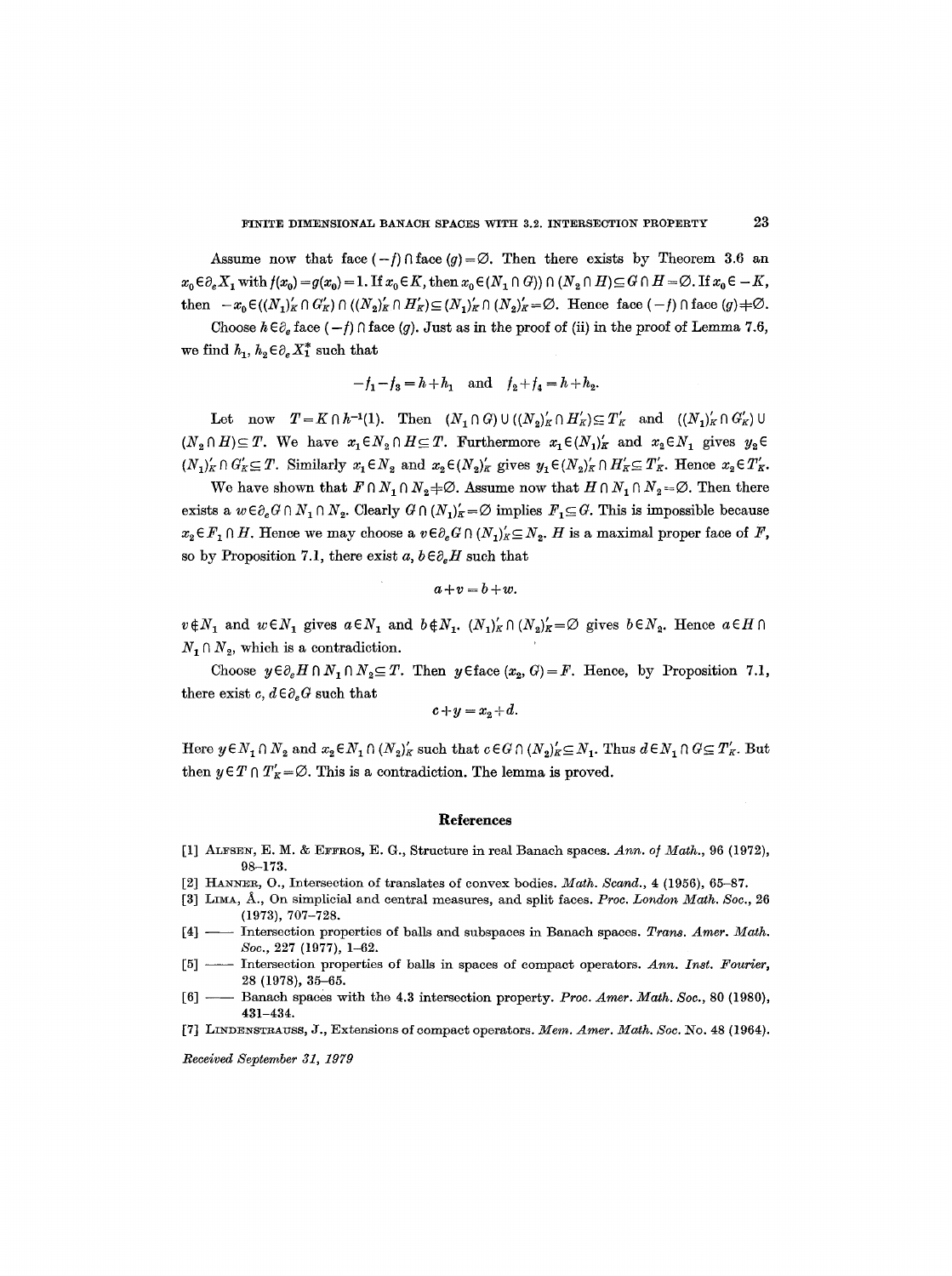Assume now that face $(-f) \cap$ face $(g) = \emptyset$. Then there exists by Theorem 3.6 an $x_0 \in \partial_e X_1$ with $f(x_0) = g(x_0) = 1$. If $x_0 \in K$, then $x_0 \in (N_1 \cap G)) \cap (N_2 \cap H) \subseteq G \cap H = \emptyset$. If $x_0 \in -K$, then $-x_0 \in ((N_1)'_K \cap G'_K) \cap ((N_2)'_K \cap H'_K) \subseteq (N_1)'_K \cap (N_2)'_K = \emptyset$. Hence face $(-f) \cap$ face $(g) \neq \emptyset$.

Choose $h \in \partial_e$ face $(-f) \cap$ face $(g)$. Just as in the proof of (ii) in the proof of Lemma 7.6, we find $h_1, h_2 \in \partial_e X_1^*$ such that

$$-f_1 - f_3 = h + h_1 \quad \text{and} \quad f_2 + f_4 = h + h_2.$$

Let now $T = K \cap h^{-1}(1)$. Then $(N_1 \cap G) \cup ((N_2)'_K \cap H'_K) \subseteq T'_K$ and $((N_1)'_K \cap G'_K) \cup (N_2 \cap H) \subseteq T$. We have $x_1 \in N_2 \cap H \subseteq T$. Furthermore $x_1 \in (N_1)'_K$ and $x_2 \in N_1$ gives $y_2 \in (N_1)'_K \cap G'_K \subseteq T$. Similarly $x_1 \in N_2$ and $x_2 \in (N_2)'_K$ gives $y_1 \in (N_2)'_K \cap H'_K \subseteq T'_K$. Hence $x_2 \in T'_K$.

We have shown that $F \cap N_1 \cap N_2 \neq \emptyset$. Assume now that $H \cap N_1 \cap N_2 = \emptyset$. Then there exists a $w \in \partial_e G \cap N_1 \cap N_2$. Clearly $G \cap (N_1)'_K = \emptyset$ implies $F_1 \subseteq G$. This is impossible because $x_2 \in F_1 \cap H$. Hence we may choose a $v \in \partial_e G \cap (N_1)'_K \subseteq N_2$. $H$ is a maximal proper face of $F$, so by Proposition 7.1, there exist $a, b \in \partial_e H$ such that

$$a + v = b + w.$$

$v \notin N_1$ and $w \in N_1$ gives $a \in N_1$ and $b \notin N_1$. $(N_1)'_K \cap (N_2)'_K = \emptyset$ gives $b \in N_2$. Hence $a \in H \cap N_1 \cap N_2$, which is a contradiction.

Choose $y \in \partial_e H \cap N_1 \cap N_2 \subseteq T$. Then $y \in$ face $(x_2, G) = F$. Hence, by Proposition 7.1, there exist $c, d \in \partial_e G$ such that

$$c + y = x_2 + d.$$

Here $y \in N_1 \cap N_2$ and $x_2 \in N_1 \cap (N_2)'_K$ such that $c \in G \cap (N_2)'_K \subseteq N_1$. Thus $d \in N_1 \cap G \subseteq T'_K$. But then $y \in T \cap T'_K = \emptyset$. This is a contradiction. The lemma is proved.

## References

[1] Alfsen, E. M. & Effros, E. G., Structure in real Banach spaces. *Ann. of Math.*, 96 (1972), 98–173.

[2] Hanner, O., Intersection of translates of convex bodies. *Math. Scand.*, 4 (1956), 65–87.

[3] Lima, Å., On simplicial and central measures, and split faces. *Proc. London Math. Soc.*, 26 (1973), 707–728.

[4] —— Intersection properties of balls and subspaces in Banach spaces. *Trans. Amer. Math. Soc.*, 227 (1977), 1–62.

[5] —— Intersection properties of balls in spaces of compact operators. *Ann. Inst. Fourier*, 28 (1978), 35–65.

[6] —— Banach spaces with the 4.3 intersection property. *Proc. Amer. Math. Soc.*, 80 (1980), 431–434.

[7] Lindenstrauss, J., Extensions of compact operators. *Mem. Amer. Math. Soc.* No. 48 (1964).

*Received September 31, 1979*